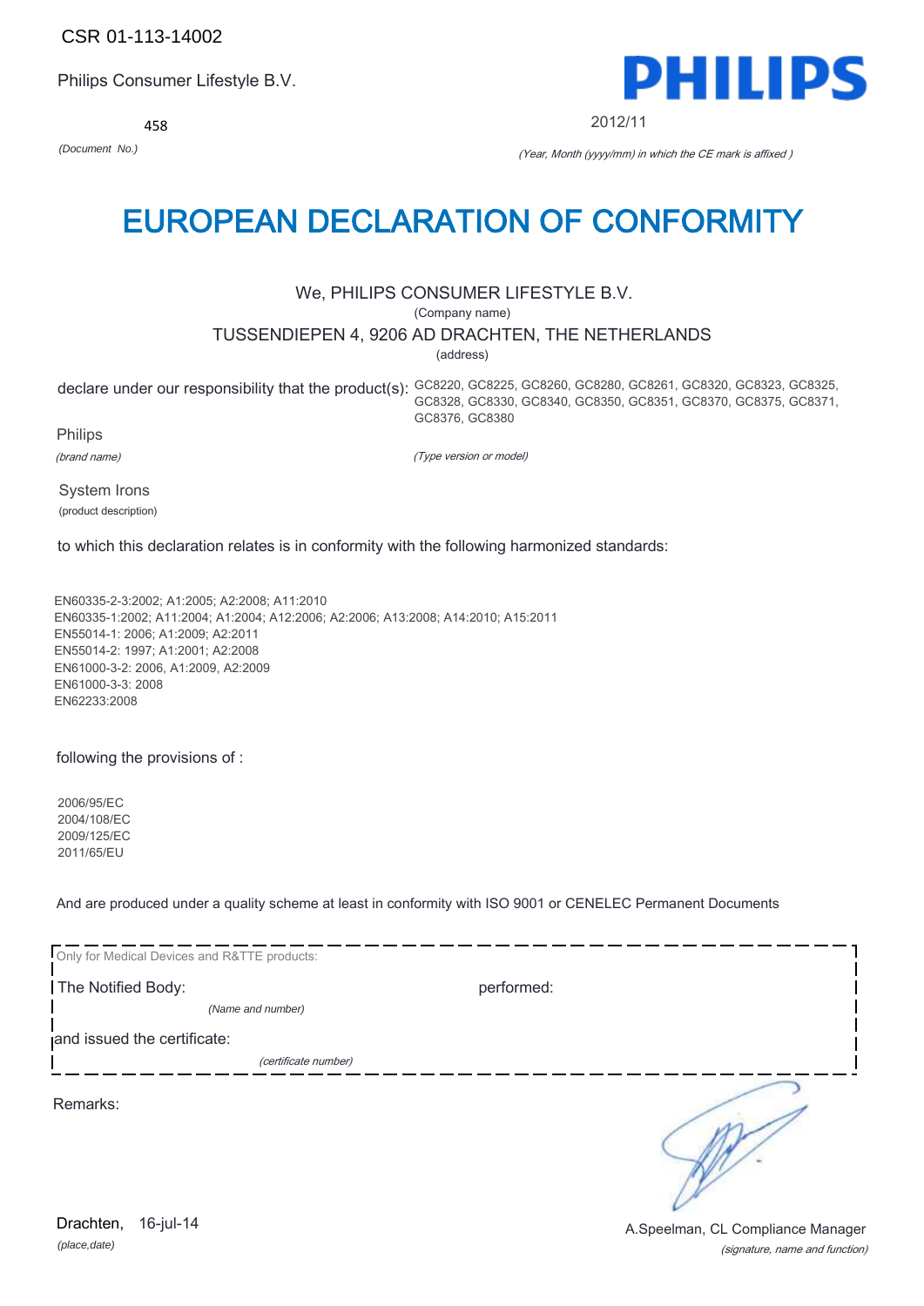CSR 01-113-14002

Philips Consumer Lifestyle B.V.

458

*(Document No.)*

PHILIPS

2012/11

*(Year, Month (yyyy/mm) in which the CE mark is affixed )*

# EUROPEAN DECLARATION OF CONFORMITY

We, PHILIPS CONSUMER LIFESTYLE B.V.

(Company name)

TUSSENDIEPEN 4, 9206 AD DRACHTEN, THE NETHERLANDS

(address)

declare under our responsibility that the product(s): GC8220, GC8225, GC8260, GC8280, GC8261, GC8320, GC8323, GC8325, GC8328, GC8330, GC8340, GC8350, GC8351, GC8370, GC8375, GC8371, GC8376, GC8380

Philips

*(brand name)*

*(Type version or model)*

System Irons

(product description)

to which this declaration relates is in conformity with the following harmonized standards:

EN60335-2-3:2002; A1:2005; A2:2008; A11:2010
EN60335-1:2002; A11:2004; A1:2004; A12:2006; A2:2006; A13:2008; A14:2010; A15:2011
EN55014-1: 2006; A1:2009; A2:2011
EN55014-2: 1997; A1:2001; A2:2008
EN61000-3-2: 2006, A1:2009, A2:2009
EN61000-3-3: 2008
EN62233:2008

following the provisions of :

2006/95/EC
2004/108/EC
2009/125/EC
2011/65/EU

And are produced under a quality scheme at least in conformity with ISO 9001 or CENELEC Permanent Documents

Only for Medical Devices and R&TTE products:

The Notified Body: performed:

*(Name and number)*

and issued the certificate:

*(certificate number)*

Remarks:

Drachten, 16-jul-14

*(place,date)*

A.Speelman, CL Compliance Manager

*(signature, name and function)*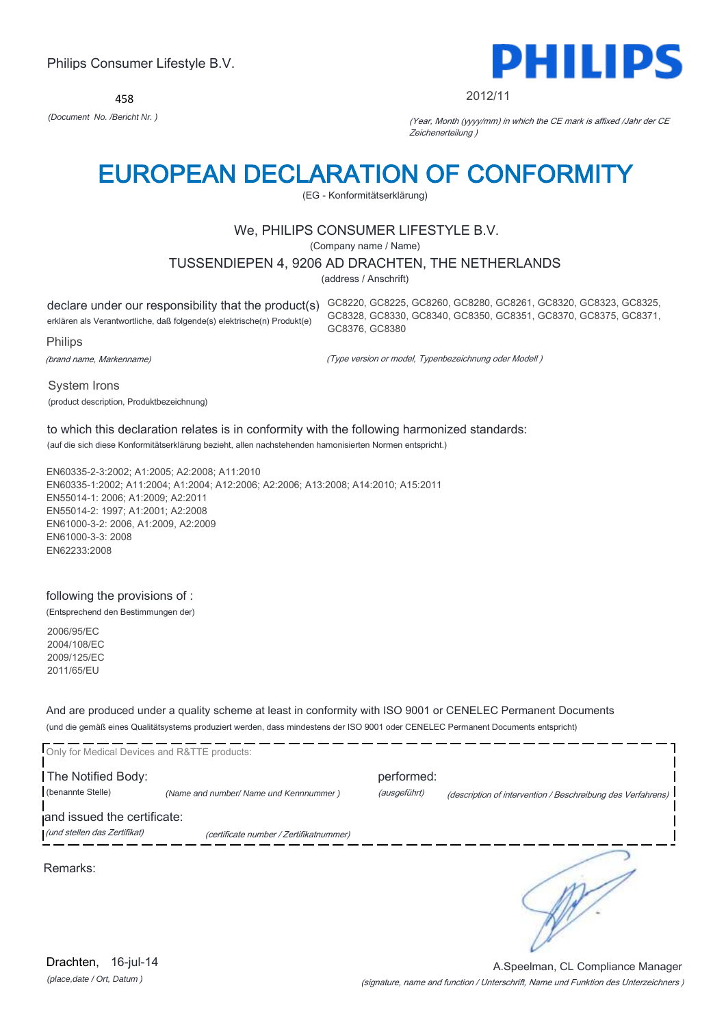Philips Consumer Lifestyle B.V.

**PHILIPS**

458

*(Document No. /Bericht Nr. )*

2012/11

*(Year, Month (yyyy/mm) in which the CE mark is affixed /Jahr der CE Zeichenerteilung )*

# EUROPEAN DECLARATION OF CONFORMITY

(EG - Konformitätserklärung)

We, PHILIPS CONSUMER LIFESTYLE B.V.

(Company name / Name)

TUSSENDIEPEN 4, 9206 AD DRACHTEN, THE NETHERLANDS

(address / Anschrift)

declare under our responsibility that the product(s)
erklären als Verantwortliche, daß folgende(s) elektrische(n) Produkt(e)

GC8220, GC8225, GC8260, GC8280, GC8261, GC8320, GC8323, GC8325, GC8328, GC8330, GC8340, GC8350, GC8351, GC8370, GC8375, GC8371, GC8376, GC8380

Philips

*(brand name, Markenname)*

*(Type version or model, Typenbezeichnung oder Modell )*

System Irons

(product description, Produktbezeichnung)

to which this declaration relates is in conformity with the following harmonized standards:

(auf die sich diese Konformitätserklärung bezieht, allen nachstehenden hamonisierten Normen entspricht.)

EN60335-2-3:2002; A1:2005; A2:2008; A11:2010
EN60335-1:2002; A11:2004; A1:2004; A12:2006; A2:2006; A13:2008; A14:2010; A15:2011
EN55014-1: 2006; A1:2009; A2:2011
EN55014-2: 1997; A1:2001; A2:2008
EN61000-3-2: 2006, A1:2009, A2:2009
EN61000-3-3: 2008
EN62233:2008

following the provisions of :

(Entsprechend den Bestimmungen der)

2006/95/EC
2004/108/EC
2009/125/EC
2011/65/EU

And are produced under a quality scheme at least in conformity with ISO 9001 or CENELEC Permanent Documents

(und die gemäß eines Qualitätsystems produziert werden, dass mindestens der ISO 9001 oder CENELEC Permanent Documents entspricht)

Only for Medical Devices and R&TTE products:

The Notified Body: (benannte Stelle) *(Name and number/ Name und Kennnummer )*

performed: *(ausgeführt)* *(description of intervention / Beschreibung des Verfahrens)*

and issued the certificate: *(und stellen das Zertifikat)* *(certificate number / Zertifikatnummer)*

Remarks:

Drachten, 16-jul-14

*(place,date / Ort, Datum )*

A.Speelman, CL Compliance Manager

*(signature, name and function / Unterschrift, Name und Funktion des Unterzeichners )*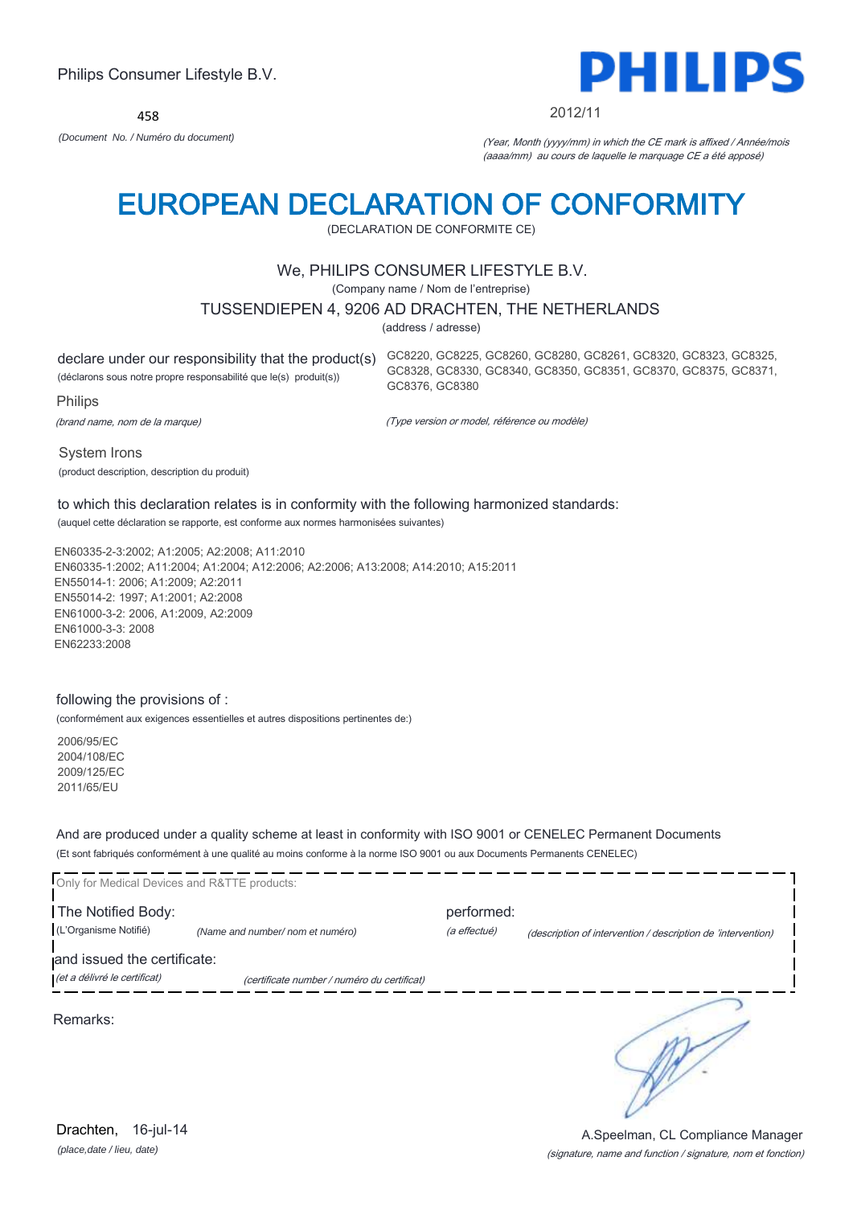Philips Consumer Lifestyle B.V.

**PHILIPS**

458

*(Document No. / Numéro du document)*

2012/11

*(Year, Month (yyyy/mm) in which the CE mark is affixed / Année/mois (aaaa/mm) au cours de laquelle le marquage CE a été apposé)*

# EUROPEAN DECLARATION OF CONFORMITY

(DECLARATION DE CONFORMITE CE)

We, PHILIPS CONSUMER LIFESTYLE B.V.

(Company name / Nom de l'entreprise)

TUSSENDIEPEN 4, 9206 AD DRACHTEN, THE NETHERLANDS

(address / adresse)

declare under our responsibility that the product(s)
(déclarons sous notre propre responsabilité que le(s) produit(s))

GC8220, GC8225, GC8260, GC8280, GC8261, GC8320, GC8323, GC8325, GC8328, GC8330, GC8340, GC8350, GC8351, GC8370, GC8375, GC8371, GC8376, GC8380

Philips

*(brand name, nom de la marque)*

*(Type version or model, référence ou modèle)*

System Irons

(product description, description du produit)

to which this declaration relates is in conformity with the following harmonized standards:

(auquel cette déclaration se rapporte, est conforme aux normes harmonisées suivantes)

EN60335-2-3:2002; A1:2005; A2:2008; A11:2010
EN60335-1:2002; A11:2004; A1:2004; A12:2006; A2:2006; A13:2008; A14:2010; A15:2011
EN55014-1: 2006; A1:2009; A2:2011
EN55014-2: 1997; A1:2001; A2:2008
EN61000-3-2: 2006, A1:2009, A2:2009
EN61000-3-3: 2008
EN62233:2008

following the provisions of :

(conformément aux exigences essentielles et autres dispositions pertinentes de:)

2006/95/EC
2004/108/EC
2009/125/EC
2011/65/EU

And are produced under a quality scheme at least in conformity with ISO 9001 or CENELEC Permanent Documents

(Et sont fabriqués conformément à une qualité au moins conforme à la norme ISO 9001 ou aux Documents Permanents CENELEC)

Only for Medical Devices and R&TTE products:

The Notified Body: performed:
(L'Organisme Notifié) *(Name and number/ nom et numéro)* *(a effectué)* *(description of intervention / description de 'intervention)*

and issued the certificate:
*(et a délivré le certificat)* *(certificate number / numéro du certificat)*

Remarks:

Drachten, 16-jul-14

*(place,date / lieu, date)*

A.Speelman, CL Compliance Manager

*(signature, name and function / signature, nom et fonction)*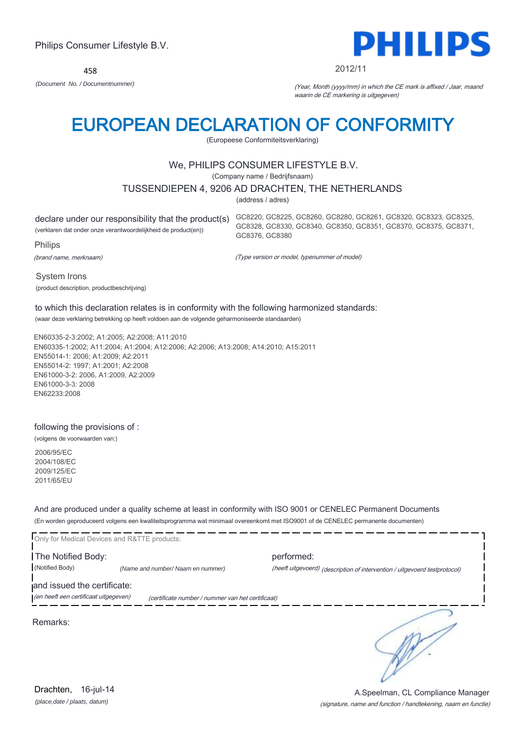Philips Consumer Lifestyle B.V.

458

*(Document No. / Documentnummer)*

PHILIPS

2012/11

*(Year, Month (yyyy/mm) in which the CE mark is affixed / Jaar, maand waarin de CE markering is uitgegeven)*

# EUROPEAN DECLARATION OF CONFORMITY

(Europeese Conformiteitsverklaring)

We, PHILIPS CONSUMER LIFESTYLE B.V.

(Company name / Bedrijfsnaam)

TUSSENDIEPEN 4, 9206 AD DRACHTEN, THE NETHERLANDS

(address / adres)

declare under our responsibility that the product(s)
(verklaren dat onder onze verantwoordelijkheid de product(en))

GC8220, GC8225, GC8260, GC8280, GC8261, GC8320, GC8323, GC8325, GC8328, GC8330, GC8340, GC8350, GC8351, GC8370, GC8375, GC8371, GC8376, GC8380

*(Type version or model, typenummer of model)*

Philips

*(brand name, merknaam)*

System Irons

(product description, productbeschrijving)

to which this declaration relates is in conformity with the following harmonized standards:

(waar deze verklaring betrekking op heeft voldoen aan de volgende geharmoniseerde standaarden)

EN60335-2-3:2002; A1:2005; A2:2008; A11:2010
EN60335-1:2002; A11:2004; A1:2004; A12:2006; A2:2006; A13:2008; A14:2010; A15:2011
EN55014-1: 2006; A1:2009; A2:2011
EN55014-2: 1997; A1:2001; A2:2008
EN61000-3-2: 2006, A1:2009, A2:2009
EN61000-3-3: 2008
EN62233:2008

following the provisions of :

(volgens de voorwaarden van:)

2006/95/EC
2004/108/EC
2009/125/EC
2011/65/EU

And are produced under a quality scheme at least in conformity with ISO 9001 or CENELEC Permanent Documents

(En worden geproduceerd volgens een kwaliteitsprogramma wat minimaal overeenkomt met ISO9001 of de CENELEC permanente documenten)

Only for Medical Devices and R&TTE products:

The Notified Body: (Notified Body) *(Name and number/ Naam en nummer)*

performed: *(heeft uitgevoerd) (description of intervention / uitgevoerd testprotocol)*

and issued the certificate: *(en heeft een certificaat uitgegeven)* *(certificate number / nummer van het certificaat)*

Remarks:

Drachten, 16-jul-14

*(place,date / plaats, datum)*

A.Speelman, CL Compliance Manager

*(signature, name and function / handtekening, naam en functie)*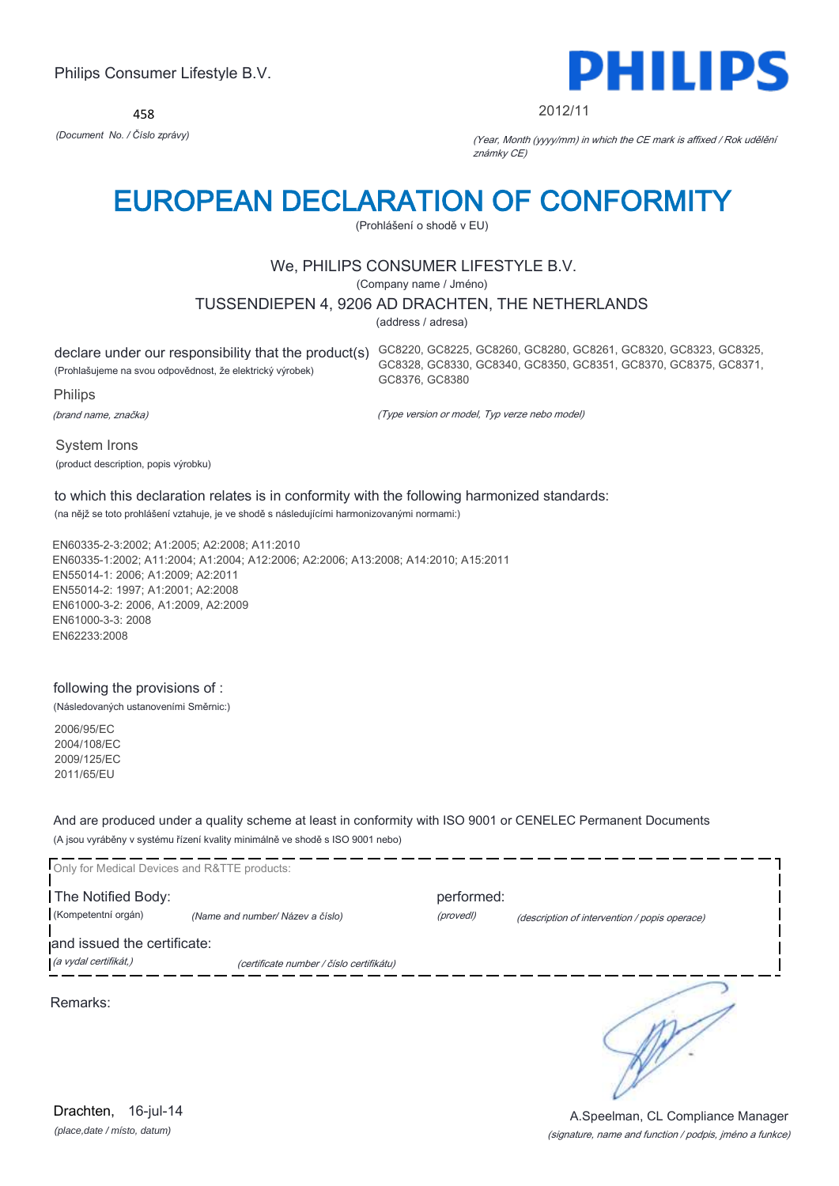Philips Consumer Lifestyle B.V.

458

*(Document No. / Číslo zprávy)*

**PHILIPS**

2012/11

*(Year, Month (yyyy/mm) in which the CE mark is affixed / Rok udělění známky CE)*

# EUROPEAN DECLARATION OF CONFORMITY

(Prohlášení o shodě v EU)

We, PHILIPS CONSUMER LIFESTYLE B.V.

(Company name / Jméno)

TUSSENDIEPEN 4, 9206 AD DRACHTEN, THE NETHERLANDS

(address / adresa)

declare under our responsibility that the product(s)
(Prohlašujeme na svou odpovědnost, že elektrický výrobek)

GC8220, GC8225, GC8260, GC8280, GC8261, GC8320, GC8323, GC8325, GC8328, GC8330, GC8340, GC8350, GC8351, GC8370, GC8375, GC8371, GC8376, GC8380

*(Type version or model, Typ verze nebo model)*

Philips

*(brand name, značka)*

System Irons

(product description, popis výrobku)

to which this declaration relates is in conformity with the following harmonized standards:
(na nějž se toto prohlášení vztahuje, je ve shodě s následujícími harmonizovanými normami:)

EN60335-2-3:2002; A1:2005; A2:2008; A11:2010
EN60335-1:2002; A11:2004; A1:2004; A12:2006; A2:2006; A13:2008; A14:2010; A15:2011
EN55014-1: 2006; A1:2009; A2:2011
EN55014-2: 1997; A1:2001; A2:2008
EN61000-3-2: 2006, A1:2009, A2:2009
EN61000-3-3: 2008
EN62233:2008

following the provisions of :
(Následovaných ustanoveními Směrnic:)

2006/95/EC
2004/108/EC
2009/125/EC
2011/65/EU

And are produced under a quality scheme at least in conformity with ISO 9001 or CENELEC Permanent Documents
(A jsou vyráběny v systému řízení kvality minimálně ve shodě s ISO 9001 nebo)

Only for Medical Devices and R&TTE products:

The Notified Body: *(Name and number/ Název a číslo)* performed: *(description of intervention / popis operace)*
(Kompetentní orgán) (provedl)

and issued the certificate: *(certificate number / číslo certifikátu)*
*(a vydal certifikát,)*

Remarks:

Drachten, 16-jul-14
*(place,date / místo, datum)*

A.Speelman, CL Compliance Manager
*(signature, name and function / podpis, jméno a funkce)*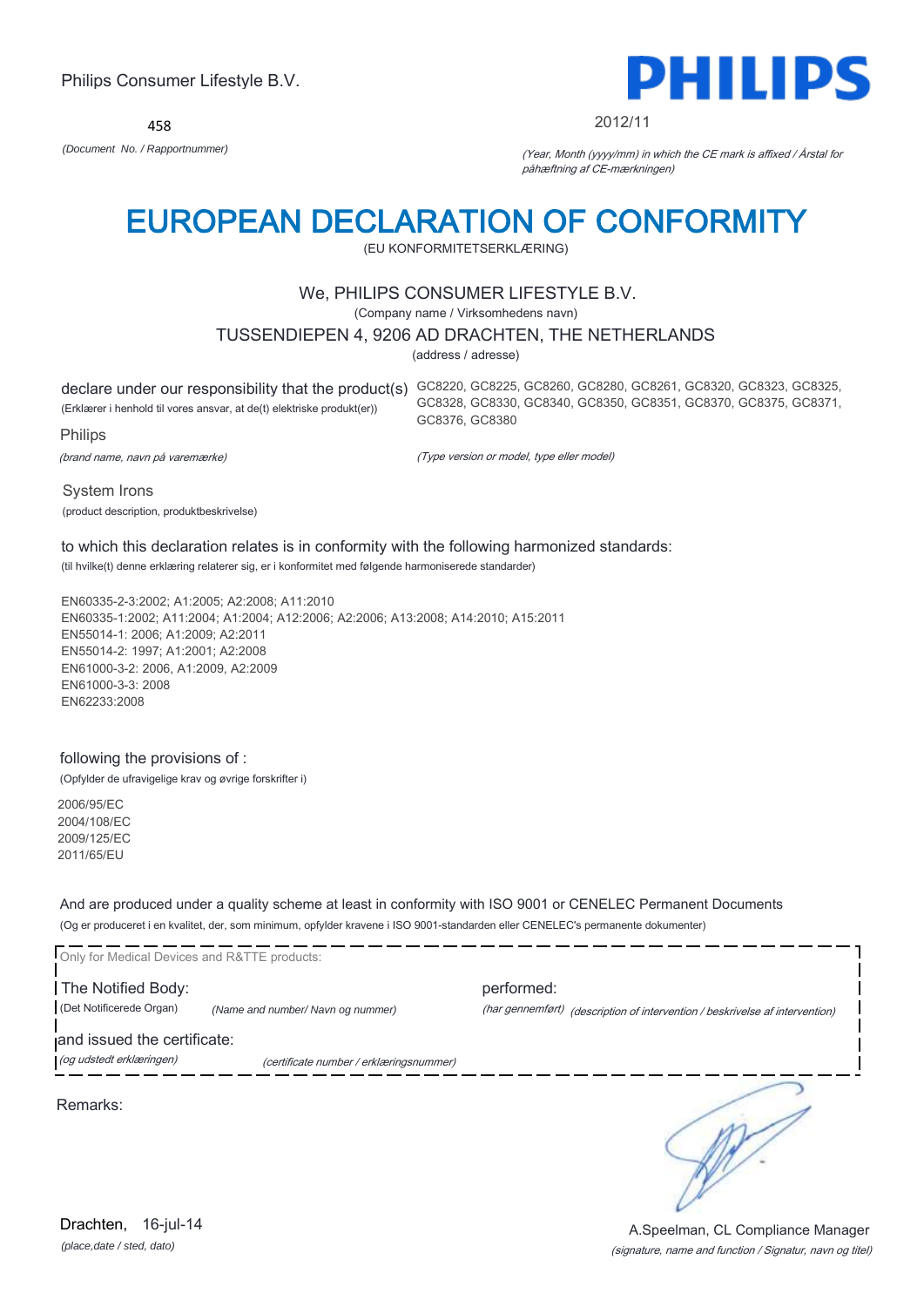Philips Consumer Lifestyle B.V.

458

*(Document No. / Rapportnummer)*

**PHILIPS**

2012/11

*(Year, Month (yyyy/mm) in which the CE mark is affixed / Årstal for påhæftning af CE-mærkningen)*

# EUROPEAN DECLARATION OF CONFORMITY

(EU KONFORMITETSERKLÆRING)

We, PHILIPS CONSUMER LIFESTYLE B.V.

(Company name / Virksomhedens navn)

TUSSENDIEPEN 4, 9206 AD DRACHTEN, THE NETHERLANDS

(address / adresse)

declare under our responsibility that the product(s)
(Erklærer i henhold til vores ansvar, at de(t) elektriske produkt(er))

GC8220, GC8225, GC8260, GC8280, GC8261, GC8320, GC8323, GC8325, GC8328, GC8330, GC8340, GC8350, GC8351, GC8370, GC8375, GC8371, GC8376, GC8380

*(Type version or model, type eller model)*

Philips

*(brand name, navn på varemærke)*

System Irons

(product description, produktbeskrivelse)

to which this declaration relates is in conformity with the following harmonized standards:

(til hvilke(t) denne erklæring relaterer sig, er i konformitet med følgende harmoniserede standarder)

EN60335-2-3:2002; A1:2005; A2:2008; A11:2010
EN60335-1:2002; A11:2004; A1:2004; A12:2006; A2:2006; A13:2008; A14:2010; A15:2011
EN55014-1: 2006; A1:2009; A2:2011
EN55014-2: 1997; A1:2001; A2:2008
EN61000-3-2: 2006, A1:2009, A2:2009
EN61000-3-3: 2008
EN62233:2008

following the provisions of :

(Opfylder de ufravigelige krav og øvrige forskrifter i)

2006/95/EC
2004/108/EC
2009/125/EC
2011/65/EU

And are produced under a quality scheme at least in conformity with ISO 9001 or CENELEC Permanent Documents

(Og er produceret i en kvalitet, der, som minimum, opfylder kravene i ISO 9001-standarden eller CENELEC's permanente dokumenter)

Only for Medical Devices and R&TTE products:

The Notified Body: (Det Notificerede Organ) *(Name and number/ Navn og nummer)*

performed: *(har gennemført)* *(description of intervention / beskrivelse af intervention)*

and issued the certificate: *(og udstedt erklæringen)* *(certificate number / erklæringsnummer)*

Remarks:

Drachten, 16-jul-14

*(place,date / sted, dato)*

A.Speelman, CL Compliance Manager

*(signature, name and function / Signatur, navn og titel)*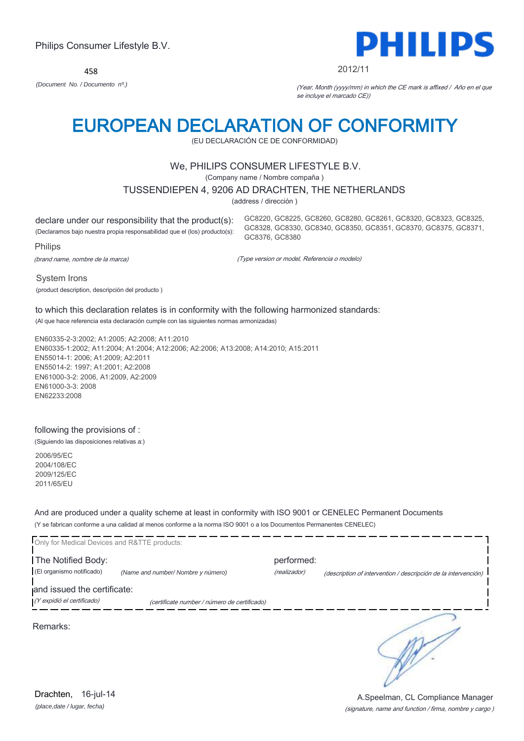Philips Consumer Lifestyle B.V.

458

*(Document No. / Documento nº.)*

PHILIPS

2012/11

*(Year, Month (yyyy/mm) in which the CE mark is affixed / Año en el que se incluye el marcado CE))*

# EUROPEAN DECLARATION OF CONFORMITY

(EU DECLARACIÓN CE DE CONFORMIDAD)

We, PHILIPS CONSUMER LIFESTYLE B.V.

(Company name / Nombre compaña )

TUSSENDIEPEN 4, 9206 AD DRACHTEN, THE NETHERLANDS

(address / dirección )

declare under our responsibility that the product(s):

(Declaramos bajo nuestra propia responsabilidad que el (los) producto(s):

GC8220, GC8225, GC8260, GC8280, GC8261, GC8320, GC8323, GC8325, GC8328, GC8330, GC8340, GC8350, GC8351, GC8370, GC8375, GC8371, GC8376, GC8380

Philips

*(brand name, nombre de la marca)*

*(Type version or model, Referencia o modelo)*

System Irons

(product description, descripción del producto )

to which this declaration relates is in conformity with the following harmonized standards:

(Al que hace referencia esta declaración cumple con las siguientes normas armonizadas)

EN60335-2-3:2002; A1:2005; A2:2008; A11:2010
EN60335-1:2002; A11:2004; A1:2004; A12:2006; A2:2006; A13:2008; A14:2010; A15:2011
EN55014-1: 2006; A1:2009; A2:2011
EN55014-2: 1997; A1:2001; A2:2008
EN61000-3-2: 2006, A1:2009, A2:2009
EN61000-3-3: 2008
EN62233:2008

following the provisions of :

(Siguiendo las disposiciones relativas a:)

2006/95/EC
2004/108/EC
2009/125/EC
2011/65/EU

And are produced under a quality scheme at least in conformity with ISO 9001 or CENELEC Permanent Documents

(Y se fabrican conforme a una calidad al menos conforme a la norma ISO 9001 o a los Documentos Permanentes CENELEC)

Only for Medical Devices and R&TTE products:

The Notified Body: (El organismo notificado) *(Name and number/ Nombre y número)*

performed: *(realizador)* *(description of intervention / descripción de la intervención)*

and issued the certificate: *(Y expidió el certificado)* *(certificate number / número de certificado)*

Remarks:

Drachten, 16-jul-14

*(place,date / lugar, fecha)*

A.Speelman, CL Compliance Manager

*(signature, name and function / firma, nombre y cargo )*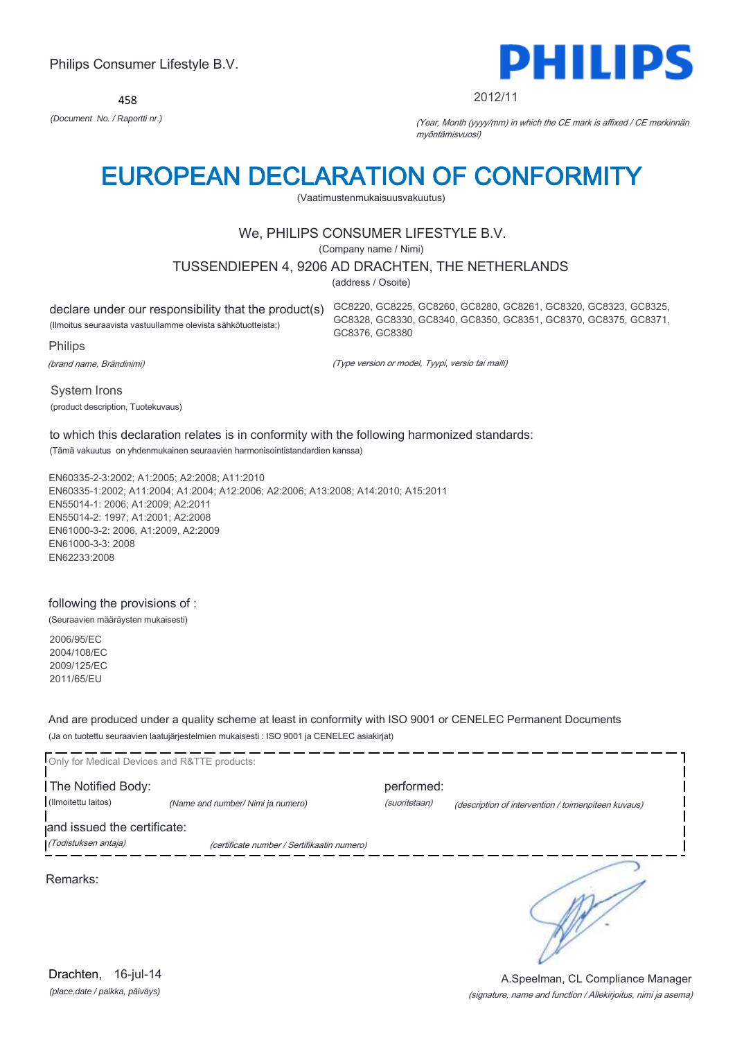Philips Consumer Lifestyle B.V.

458

*(Document No. / Raportti nr.)*

**PHILIPS**

2012/11

*(Year, Month (yyyy/mm) in which the CE mark is affixed / CE merkinnän myöntämisvuosi)*

# EUROPEAN DECLARATION OF CONFORMITY

(Vaatimustenmukaisuusvakuutus)

We, PHILIPS CONSUMER LIFESTYLE B.V.

(Company name / Nimi)

TUSSENDIEPEN 4, 9206 AD DRACHTEN, THE NETHERLANDS

(address / Osoite)

declare under our responsibility that the product(s)
(Ilmoitus seuraavista vastuullamme olevista sähkötuotteista:)

GC8220, GC8225, GC8260, GC8280, GC8261, GC8320, GC8323, GC8325, GC8328, GC8330, GC8340, GC8350, GC8351, GC8370, GC8375, GC8371, GC8376, GC8380

*(Type version or model, Tyypi, versio tai malli)*

Philips

*(brand name, Brändinimi)*

System Irons

(product description, Tuotekuvaus)

to which this declaration relates is in conformity with the following harmonized standards:

(Tämä vakuutus on yhdenmukainen seuraavien harmonisointistandardien kanssa)

EN60335-2-3:2002; A1:2005; A2:2008; A11:2010
EN60335-1:2002; A11:2004; A1:2004; A12:2006; A2:2006; A13:2008; A14:2010; A15:2011
EN55014-1: 2006; A1:2009; A2:2011
EN55014-2: 1997; A1:2001; A2:2008
EN61000-3-2: 2006, A1:2009, A2:2009
EN61000-3-3: 2008
EN62233:2008

following the provisions of :

(Seuraavien määräysten mukaisesti)

2006/95/EC
2004/108/EC
2009/125/EC
2011/65/EU

And are produced under a quality scheme at least in conformity with ISO 9001 or CENELEC Permanent Documents

(Ja on tuotettu seuraavien laatujärjestelmien mukaisesti : ISO 9001 ja CENELEC asiakirjat)

Only for Medical Devices and R&TTE products:

The Notified Body: *(Name and number/ Nimi ja numero)*
(Ilmoitettu laitos)

performed: *(description of intervention / toimenpiteen kuvaus)*
*(suoritetaan)*

and issued the certificate: *(certificate number / Sertifikaatin numero)*
*(Todistuksen antaja)*

Remarks:

Drachten, 16-jul-14

*(place,date / paikka, päiväys)*

A.Speelman, CL Compliance Manager

*(signature, name and function / Allekirjoitus, nimi ja asema)*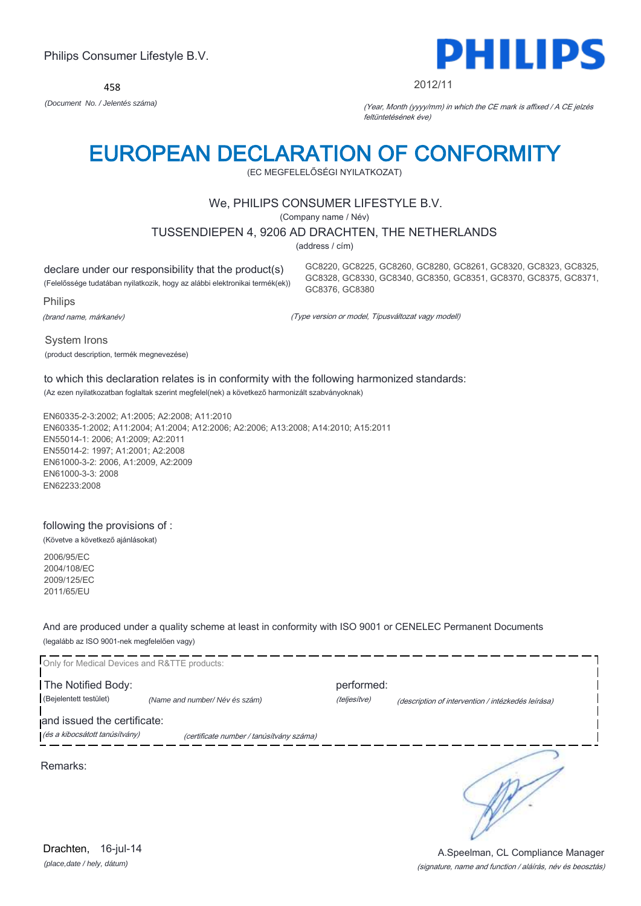Philips Consumer Lifestyle B.V.

PHILIPS

458

*(Document No. / Jelentés száma)*

2012/11

*(Year, Month (yyyy/mm) in which the CE mark is affixed / A CE jelzés feltüntetésének éve)*

# EUROPEAN DECLARATION OF CONFORMITY

(EC MEGFELELŐSÉGI NYILATKOZAT)

We, PHILIPS CONSUMER LIFESTYLE B.V.

(Company name / Név)

TUSSENDIEPEN 4, 9206 AD DRACHTEN, THE NETHERLANDS

(address / cím)

declare under our responsibility that the product(s)

(Felelőssége tudatában nyilatkozik, hogy az alábbi elektronikai termék(ek))

GC8220, GC8225, GC8260, GC8280, GC8261, GC8320, GC8323, GC8325, GC8328, GC8330, GC8340, GC8350, GC8351, GC8370, GC8375, GC8371, GC8376, GC8380

Philips

*(brand name, márkanév)*

*(Type version or model, Típusváltozat vagy modell)*

System Irons

(product description, termék megnevezése)

to which this declaration relates is in conformity with the following harmonized standards:

(Az ezen nyilatkozatban foglaltak szerint megfelel(nek) a következő harmonizált szabványoknak)

EN60335-2-3:2002; A1:2005; A2:2008; A11:2010
EN60335-1:2002; A11:2004; A1:2004; A12:2006; A2:2006; A13:2008; A14:2010; A15:2011
EN55014-1: 2006; A1:2009; A2:2011
EN55014-2: 1997; A1:2001; A2:2008
EN61000-3-2: 2006, A1:2009, A2:2009
EN61000-3-3: 2008
EN62233:2008

following the provisions of :

(Követve a következő ajánlásokat)

2006/95/EC
2004/108/EC
2009/125/EC
2011/65/EU

And are produced under a quality scheme at least in conformity with ISO 9001 or CENELEC Permanent Documents

(legalább az ISO 9001-nek megfelelően vagy)

Only for Medical Devices and R&TTE products:

The Notified Body: (Bejelentett testület) *(Name and number/ Név és szám)* performed: *(teljesítve)* *(description of intervention / intézkedés leírása)*

and issued the certificate: *(és a kibocsátott tanúsítvány)* *(certificate number / tanúsítvány száma)*

Remarks:

Drachten, 16-jul-14

*(place,date / hely, dátum)*

A.Speelman, CL Compliance Manager

*(signature, name and function / aláírás, név és beosztás)*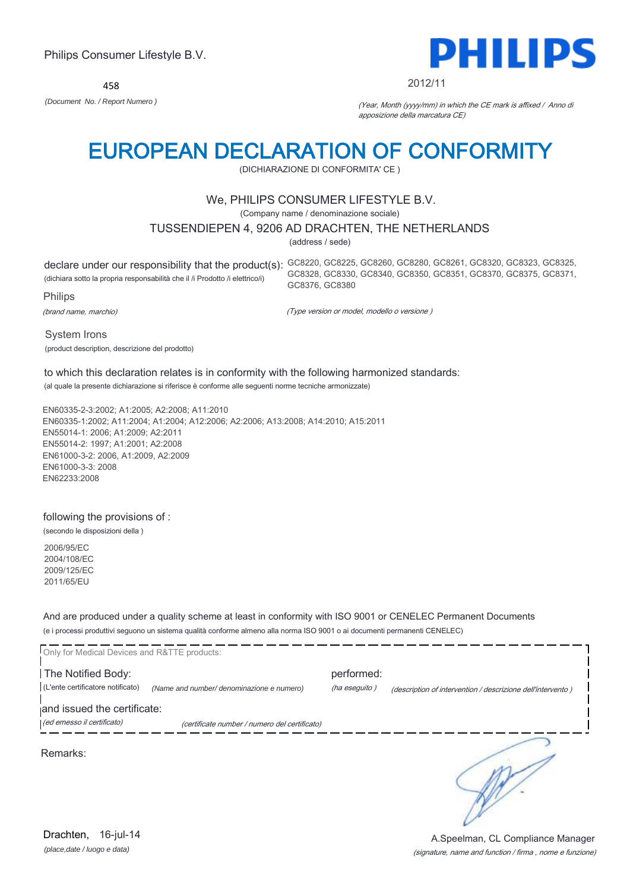Philips Consumer Lifestyle B.V.

458

*(Document No. / Report Numero )*

**PHILIPS**

2012/11

*(Year, Month (yyyy/mm) in which the CE mark is affixed / Anno di apposizione della marcatura CE)*

# EUROPEAN DECLARATION OF CONFORMITY

(DICHIARAZIONE DI CONFORMITA' CE )

We, PHILIPS CONSUMER LIFESTYLE B.V.

(Company name / denominazione sociale)

TUSSENDIEPEN 4, 9206 AD DRACHTEN, THE NETHERLANDS

(address / sede)

declare under our responsibility that the product(s): GC8220, GC8225, GC8260, GC8280, GC8261, GC8320, GC8323, GC8325, GC8328, GC8330, GC8340, GC8350, GC8351, GC8370, GC8375, GC8371, GC8376, GC8380

(dichiara sotto la propria responsabilità che il /i Prodotto /i elettrico/i)

Philips

*(brand name, marchio)*

*(Type version or model, modello o versione )*

System Irons

(product description, descrizione del prodotto)

to which this declaration relates is in conformity with the following harmonized standards:

(al quale la presente dichiarazione si riferisce è conforme alle seguenti norme tecniche armonizzate)

EN60335-2-3:2002; A1:2005; A2:2008; A11:2010
EN60335-1:2002; A11:2004; A1:2004; A12:2006; A2:2006; A13:2008; A14:2010; A15:2011
EN55014-1: 2006; A1:2009; A2:2011
EN55014-2: 1997; A1:2001; A2:2008
EN61000-3-2: 2006, A1:2009, A2:2009
EN61000-3-3: 2008
EN62233:2008

following the provisions of :

(secondo le disposizioni della )

2006/95/EC
2004/108/EC
2009/125/EC
2011/65/EU

And are produced under a quality scheme at least in conformity with ISO 9001 or CENELEC Permanent Documents

(e i processi produttivi seguono un sistema qualità conforme almeno alla norma ISO 9001 o ai documenti permanenti CENELEC)

Only for Medical Devices and R&TTE products:

The Notified Body: (L'ente certificatore notificato) *(Name and number/ denominazione e numero)* performed: *(ha eseguito )* *(description of intervention / descrizione dell'intervento )*

and issued the certificate: *(ed emesso il certificato)* *(certificate number / numero del certificato)*

Remarks:

Drachten, 16-jul-14

*(place,date / luogo e data)*

A.Speelman, CL Compliance Manager

*(signature, name and function / firma , nome e funzione)*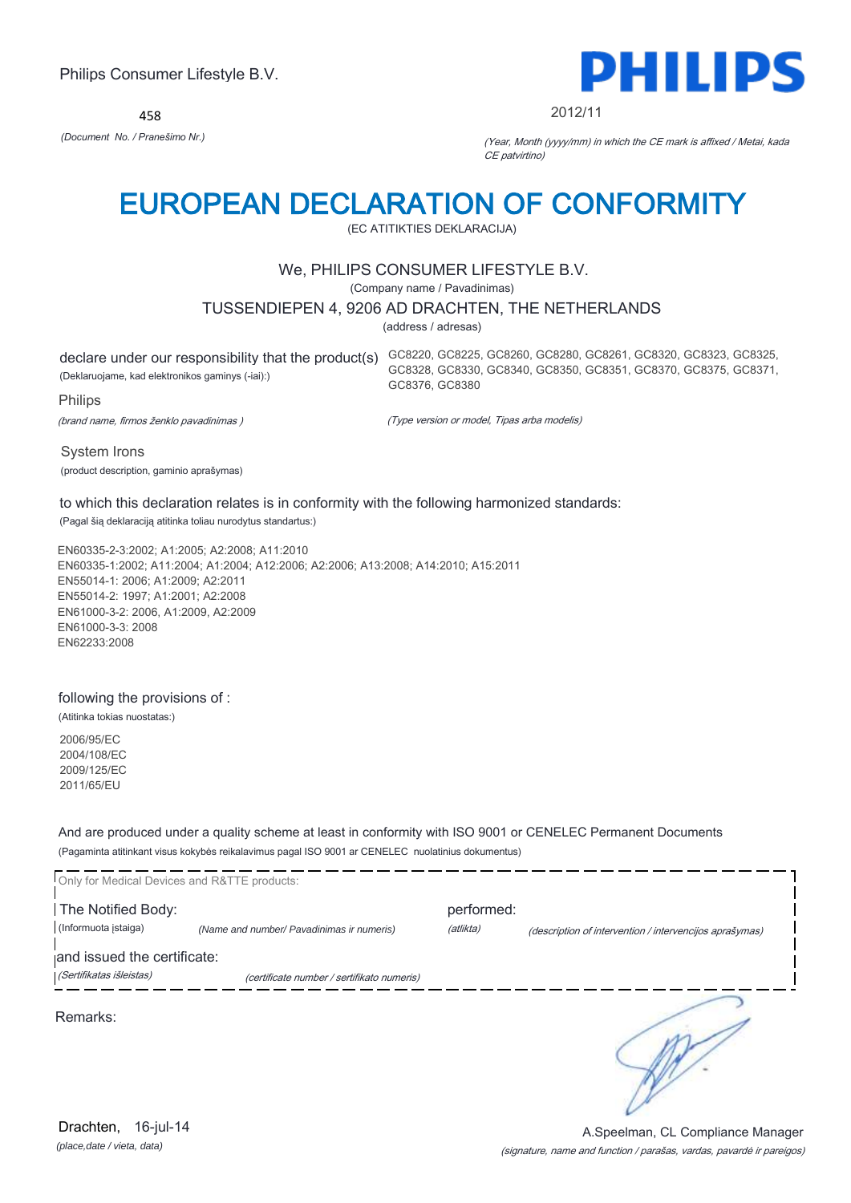Philips Consumer Lifestyle B.V.

458

*(Document No. / Pranešimo Nr.)*

PHILIPS

2012/11

*(Year, Month (yyyy/mm) in which the CE mark is affixed / Metai, kada CE patvirtino)*

# EUROPEAN DECLARATION OF CONFORMITY

(EC ATITIKTIES DEKLARACIJA)

We, PHILIPS CONSUMER LIFESTYLE B.V.

(Company name / Pavadinimas)

TUSSENDIEPEN 4, 9206 AD DRACHTEN, THE NETHERLANDS

(address / adresas)

declare under our responsibility that the product(s)
(Deklaruojame, kad elektronikos gaminys (-iai):)

GC8220, GC8225, GC8260, GC8280, GC8261, GC8320, GC8323, GC8325, GC8328, GC8330, GC8340, GC8350, GC8351, GC8370, GC8375, GC8371, GC8376, GC8380

Philips

*(brand name, firmos ženklo pavadinimas )*

*(Type version or model, Tipas arba modelis)*

System Irons

(product description, gaminio aprašymas)

to which this declaration relates is in conformity with the following harmonized standards:

(Pagal šią deklaraciją atitinka toliau nurodytus standartus:)

EN60335-2-3:2002; A1:2005; A2:2008; A11:2010
EN60335-1:2002; A11:2004; A1:2004; A12:2006; A2:2006; A13:2008; A14:2010; A15:2011
EN55014-1: 2006; A1:2009; A2:2011
EN55014-2: 1997; A1:2001; A2:2008
EN61000-3-2: 2006, A1:2009, A2:2009
EN61000-3-3: 2008
EN62233:2008

following the provisions of :

(Atitinka tokias nuostatas:)

2006/95/EC
2004/108/EC
2009/125/EC
2011/65/EU

And are produced under a quality scheme at least in conformity with ISO 9001 or CENELEC Permanent Documents

(Pagaminta atitinkant visus kokybės reikalavimus pagal ISO 9001 ar CENELEC nuolatinius dokumentus)

Only for Medical Devices and R&TTE products:

The Notified Body:
(Informuota įstaiga) *(Name and number/ Pavadinimas ir numeris)*

performed:
*(atlikta)* *(description of intervention / intervencijos aprašymas)*

and issued the certificate:
*(Sertifikatas išleistas)* *(certificate number / sertifikato numeris)*

Remarks:

Drachten, 16-jul-14

*(place,date / vieta, data)*

A.Speelman, CL Compliance Manager

*(signature, name and function / parašas, vardas, pavardė ir pareigos)*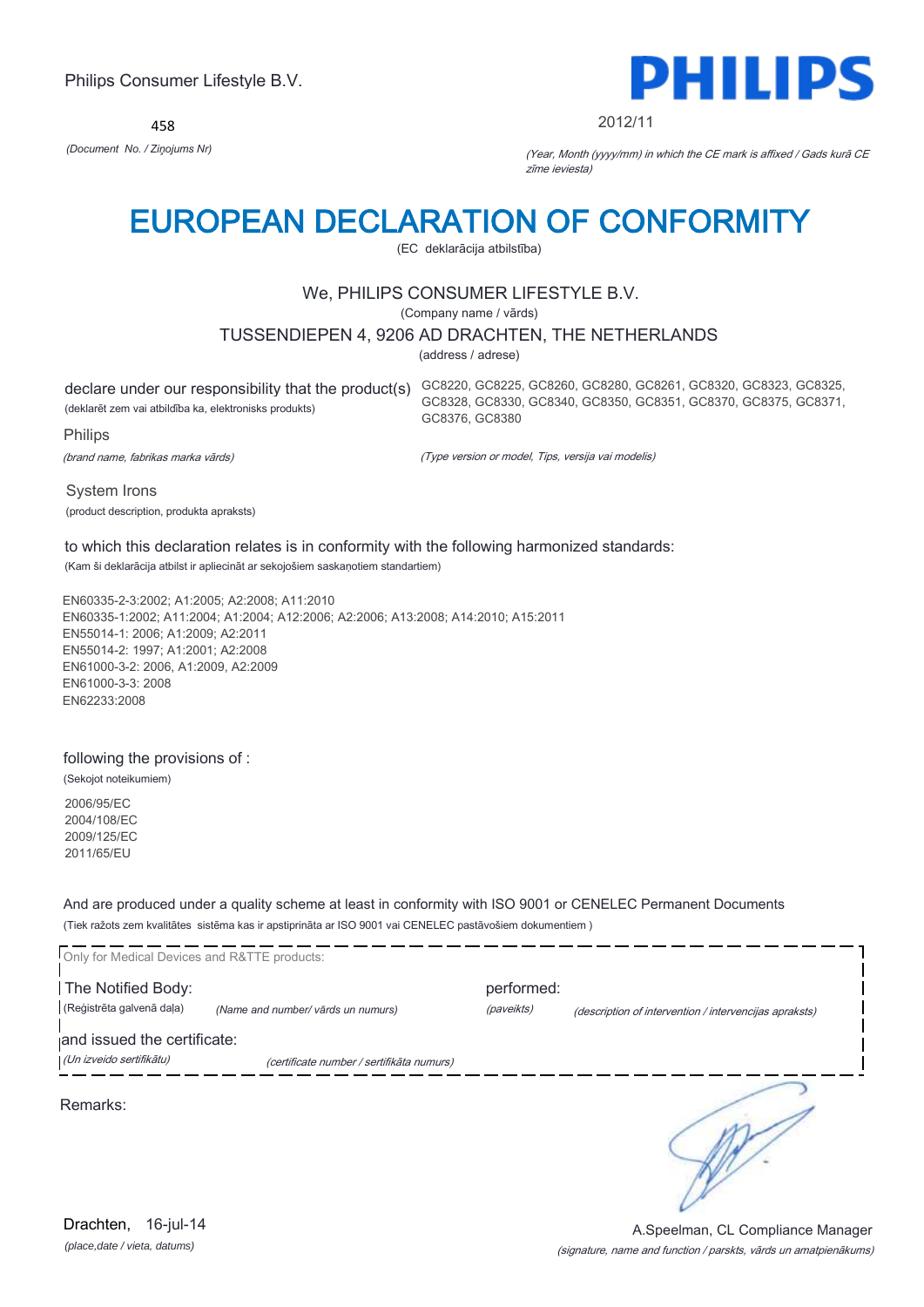Philips Consumer Lifestyle B.V.

458

*(Document No. / Ziņojums Nr)*

2012/11

*(Year, Month (yyyy/mm) in which the CE mark is affixed / Gads kurā CE zīme ieviesta)*

# EUROPEAN DECLARATION OF CONFORMITY

(EC deklarācija atbilstība)

We, PHILIPS CONSUMER LIFESTYLE B.V.

(Company name / vārds)

TUSSENDIEPEN 4, 9206 AD DRACHTEN, THE NETHERLANDS

(address / adrese)

declare under our responsibility that the product(s)
(deklarēt zem vai atbildība ka, elektronisks produkts)

GC8220, GC8225, GC8260, GC8280, GC8261, GC8320, GC8323, GC8325, GC8328, GC8330, GC8340, GC8350, GC8351, GC8370, GC8375, GC8371, GC8376, GC8380

Philips

*(brand name, fabrikas marka vārds)*

*(Type version or model, Tips, versija vai modelis)*

System Irons

(product description, produkta apraksts)

to which this declaration relates is in conformity with the following harmonized standards:

(Kam ši deklarācija atbilst ir apliecināt ar sekojošiem saskaņotiem standartiem)

EN60335-2-3:2002; A1:2005; A2:2008; A11:2010
EN60335-1:2002; A11:2004; A1:2004; A12:2006; A2:2006; A13:2008; A14:2010; A15:2011
EN55014-1: 2006; A1:2009; A2:2011
EN55014-2: 1997; A1:2001; A2:2008
EN61000-3-2: 2006, A1:2009, A2:2009
EN61000-3-3: 2008
EN62233:2008

following the provisions of :

(Sekojot noteikumiem)

2006/95/EC
2004/108/EC
2009/125/EC
2011/65/EU

And are produced under a quality scheme at least in conformity with ISO 9001 or CENELEC Permanent Documents

(Tiek ražots zem kvalitātes sistēma kas ir apstiprināta ar ISO 9001 vai CENELEC pastāvošiem dokumentiem )

Only for Medical Devices and R&TTE products:

The Notified Body: (Reģistrēta galvenā daļa) *(Name and number/ vārds un numurs)*

performed: *(paveikts)* *(description of intervention / intervencijas apraksts)*

and issued the certificate: *(Un izveido sertifikātu)* *(certificate number / sertifikāta numurs)*

Remarks:

Drachten, 16-jul-14

*(place,date / vieta, datums)*

A.Speelman, CL Compliance Manager

*(signature, name and function / parksts, vārds un amatpienākums)*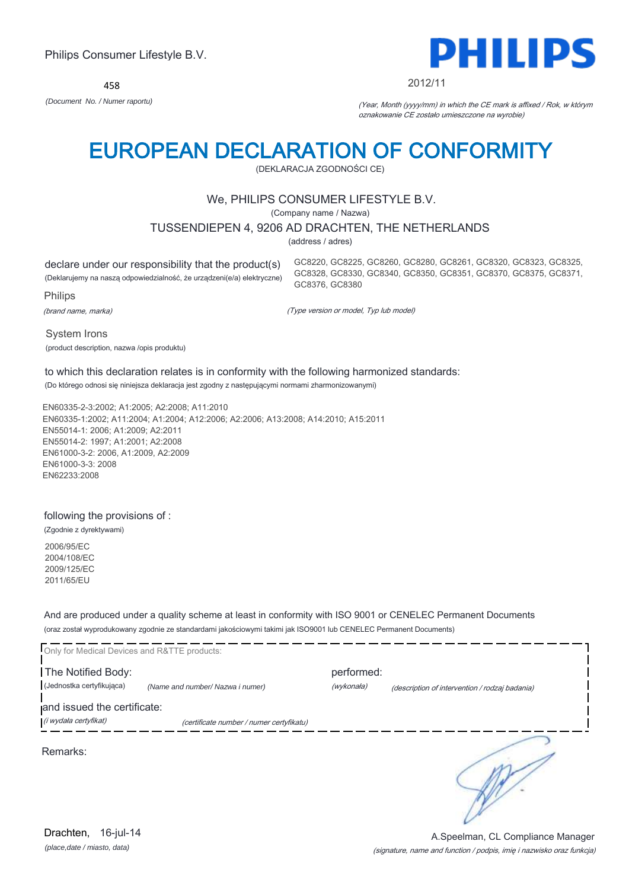Philips Consumer Lifestyle B.V.

**PHILIPS**

458

*(Document No. / Numer raportu)*

2012/11

*(Year, Month (yyyy/mm) in which the CE mark is affixed / Rok, w którym oznakowanie CE zostało umieszczone na wyrobie)*

# EUROPEAN DECLARATION OF CONFORMITY

(DEKLARACJA ZGODNOŚCI CE)

We, PHILIPS CONSUMER LIFESTYLE B.V.

(Company name / Nazwa)

TUSSENDIEPEN 4, 9206 AD DRACHTEN, THE NETHERLANDS

(address / adres)

declare under our responsibility that the product(s)
(Deklarujemy na naszą odpowiedzialność, że urządzeni(e/a) elektryczne)

GC8220, GC8225, GC8260, GC8280, GC8261, GC8320, GC8323, GC8325, GC8328, GC8330, GC8340, GC8350, GC8351, GC8370, GC8375, GC8371, GC8376, GC8380

Philips

*(brand name, marka)*

*(Type version or model, Typ lub model)*

System Irons

(product description, nazwa /opis produktu)

to which this declaration relates is in conformity with the following harmonized standards:

(Do którego odnosi się niniejsza deklaracja jest zgodny z następującymi normami zharmonizowanymi)

EN60335-2-3:2002; A1:2005; A2:2008; A11:2010
EN60335-1:2002; A11:2004; A1:2004; A12:2006; A2:2006; A13:2008; A14:2010; A15:2011
EN55014-1: 2006; A1:2009; A2:2011
EN55014-2: 1997; A1:2001; A2:2008
EN61000-3-2: 2006, A1:2009, A2:2009
EN61000-3-3: 2008
EN62233:2008

following the provisions of :

(Zgodnie z dyrektywami)

2006/95/EC
2004/108/EC
2009/125/EC
2011/65/EU

And are produced under a quality scheme at least in conformity with ISO 9001 or CENELEC Permanent Documents

(oraz został wyprodukowany zgodnie ze standardami jakościowymi takimi jak ISO9001 lub CENELEC Permanent Documents)

Only for Medical Devices and R&TTE products:

The Notified Body: (Jednostka certyfikująca) *(Name and number/ Nazwa i numer)*

performed: *(wykonała)* *(description of intervention / rodzaj badania)*

and issued the certificate: *(i wydała certyfikat)* *(certificate number / numer certyfikatu)*

Remarks:

Drachten, 16-jul-14

*(place,date / miasto, data)*

A.Speelman, CL Compliance Manager

*(signature, name and function / podpis, imię i nazwisko oraz funkcja)*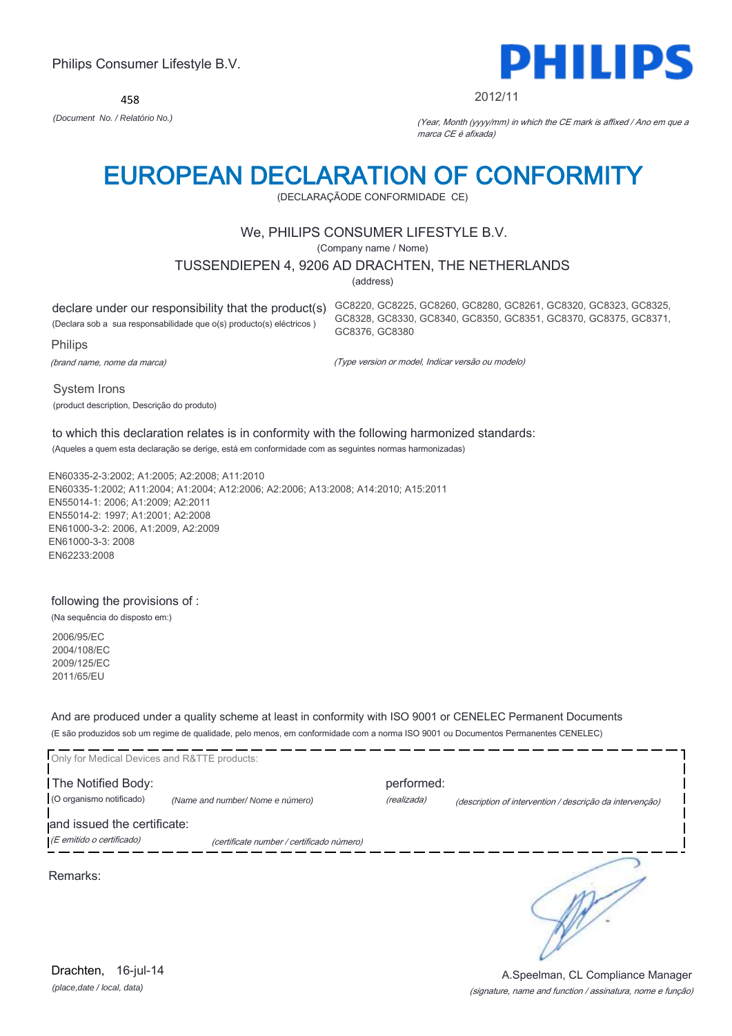Philips Consumer Lifestyle B.V.

PHILIPS

458

*(Document No. / Relatório No.)*

2012/11

*(Year, Month (yyyy/mm) in which the CE mark is affixed / Ano em que a marca CE é afixada)*

# EUROPEAN DECLARATION OF CONFORMITY

(DECLARAÇÃODE CONFORMIDADE CE)

We, PHILIPS CONSUMER LIFESTYLE B.V.

(Company name / Nome)

TUSSENDIEPEN 4, 9206 AD DRACHTEN, THE NETHERLANDS

(address)

declare under our responsibility that the product(s)
(Declara sob a sua responsabilidade que o(s) producto(s) eléctricos )

GC8220, GC8225, GC8260, GC8280, GC8261, GC8320, GC8323, GC8325, GC8328, GC8330, GC8340, GC8350, GC8351, GC8370, GC8375, GC8371, GC8376, GC8380

Philips

*(brand name, nome da marca)*

*(Type version or model, Indicar versão ou modelo)*

System Irons

(product description, Descrição do produto)

to which this declaration relates is in conformity with the following harmonized standards:
(Aqueles a quem esta declaração se derige, está em conformidade com as seguintes normas harmonizadas)

EN60335-2-3:2002; A1:2005; A2:2008; A11:2010
EN60335-1:2002; A11:2004; A1:2004; A12:2006; A2:2006; A13:2008; A14:2010; A15:2011
EN55014-1: 2006; A1:2009; A2:2011
EN55014-2: 1997; A1:2001; A2:2008
EN61000-3-2: 2006, A1:2009, A2:2009
EN61000-3-3: 2008
EN62233:2008

following the provisions of :
(Na sequência do disposto em:)

2006/95/EC
2004/108/EC
2009/125/EC
2011/65/EU

And are produced under a quality scheme at least in conformity with ISO 9001 or CENELEC Permanent Documents
(E são produzidos sob um regime de qualidade, pelo menos, em conformidade com a norma ISO 9001 ou Documentos Permanentes CENELEC)

Only for Medical Devices and R&TTE products:

The Notified Body:
(O organismo notificado) *(Name and number/ Nome e número)*

performed:
*(realizada)* *(description of intervention / descrição da intervenção)*

and issued the certificate:
*(E emitido o certificado)* *(certificate number / certificado número)*

Remarks:

Drachten, 16-jul-14
*(place,date / local, data)*

A.Speelman, CL Compliance Manager
*(signature, name and function / assinatura, nome e função)*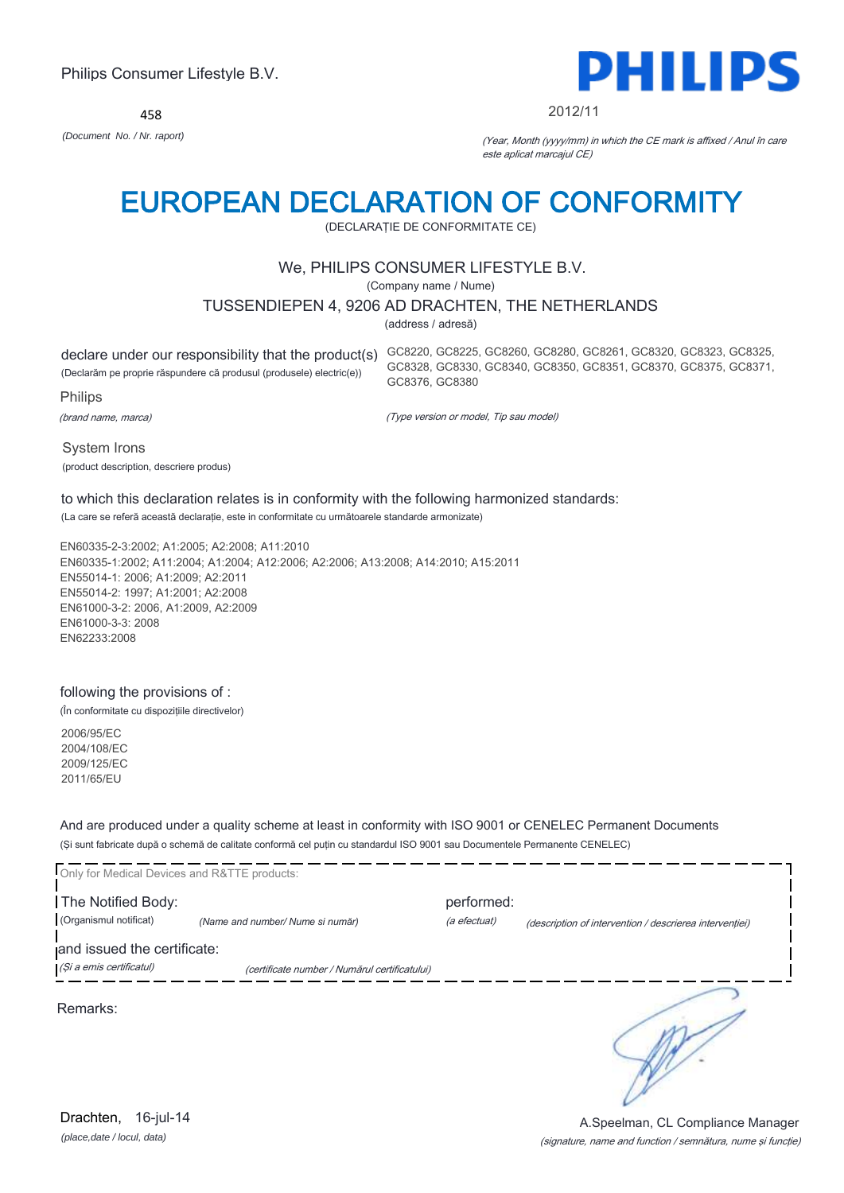Philips Consumer Lifestyle B.V.

**PHILIPS**

458

*(Document No. / Nr. raport)*

2012/11

*(Year, Month (yyyy/mm) in which the CE mark is affixed / Anul în care este aplicat marcajul CE)*

# EUROPEAN DECLARATION OF CONFORMITY

(DECLARAȚIE DE CONFORMITATE CE)

We, PHILIPS CONSUMER LIFESTYLE B.V.

(Company name / Nume)

TUSSENDIEPEN 4, 9206 AD DRACHTEN, THE NETHERLANDS

(address / adresă)

declare under our responsibility that the product(s)
(Declarăm pe proprie răspundere că produsul (produsele) electric(e))

GC8220, GC8225, GC8260, GC8280, GC8261, GC8320, GC8323, GC8325, GC8328, GC8330, GC8340, GC8350, GC8351, GC8370, GC8375, GC8371, GC8376, GC8380

Philips

*(brand name, marca)*

*(Type version or model, Tip sau model)*

System Irons

(product description, descriere produs)

to which this declaration relates is in conformity with the following harmonized standards:

(La care se referă această declarație, este in conformitate cu următoarele standarde armonizate)

EN60335-2-3:2002; A1:2005; A2:2008; A11:2010
EN60335-1:2002; A11:2004; A1:2004; A12:2006; A2:2006; A13:2008; A14:2010; A15:2011
EN55014-1: 2006; A1:2009; A2:2011
EN55014-2: 1997; A1:2001; A2:2008
EN61000-3-2: 2006, A1:2009, A2:2009
EN61000-3-3: 2008
EN62233:2008

following the provisions of :

(În conformitate cu dispozițiile directivelor)

2006/95/EC
2004/108/EC
2009/125/EC
2011/65/EU

And are produced under a quality scheme at least in conformity with ISO 9001 or CENELEC Permanent Documents

(Și sunt fabricate după o schemă de calitate conformă cel puțin cu standardul ISO 9001 sau Documentele Permanente CENELEC)

Only for Medical Devices and R&TTE products:

The Notified Body:
(Organismul notificat) *(Name and number/ Nume si număr)*

performed:
*(a efectuat)* *(description of intervention / descrierea intervenției)*

and issued the certificate:
*(Și a emis certificatul)* *(certificate number / Numărul certificatului)*

Remarks:

Drachten, 16-jul-14

*(place,date / locul, data)*

A.Speelman, CL Compliance Manager

*(signature, name and function / semnătura, nume și funcție)*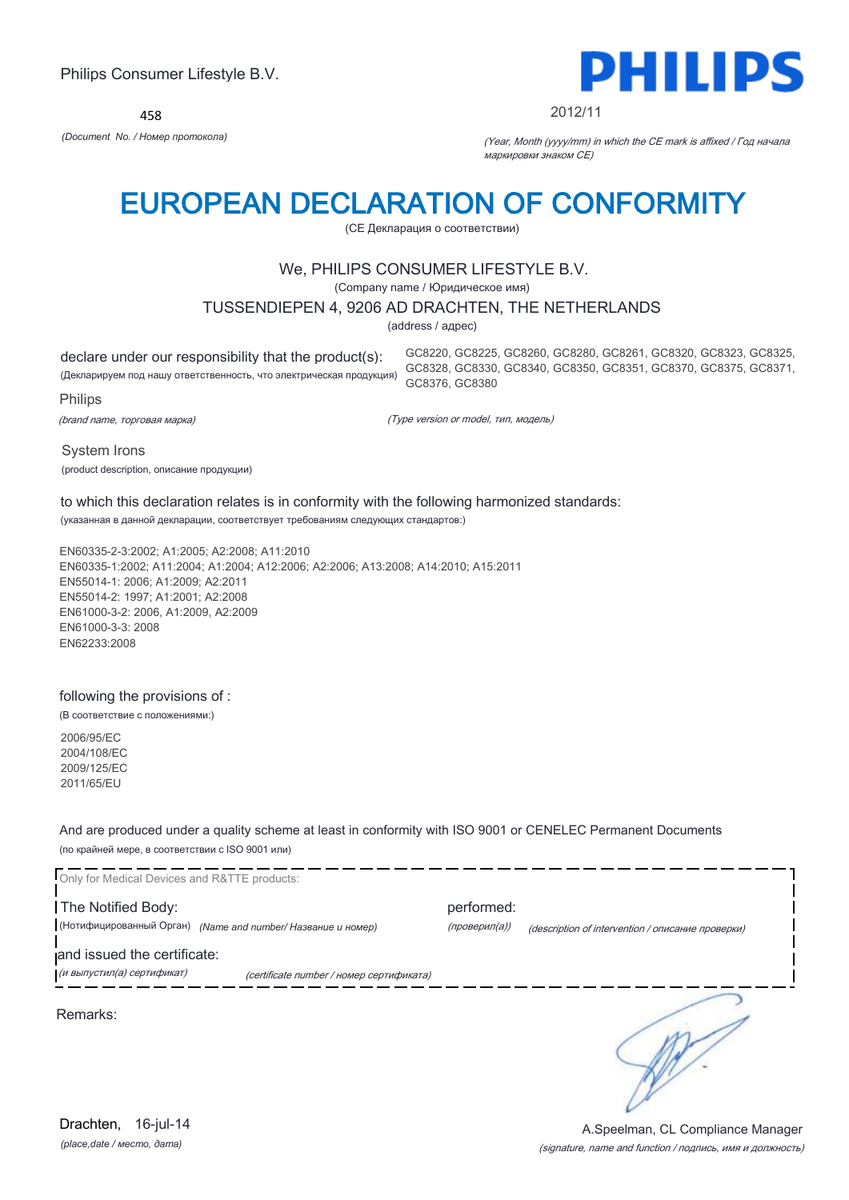Philips Consumer Lifestyle B.V.

PHILIPS

458

*(Document No. / Номер протокола)*

2012/11

*(Year, Month (yyyy/mm) in which the CE mark is affixed / Год начала маркировки знаком CE)*

# EUROPEAN DECLARATION OF CONFORMITY

(CE Декларация о соответствии)

We, PHILIPS CONSUMER LIFESTYLE B.V.

(Company name / Юридическое имя)

TUSSENDIEPEN 4, 9206 AD DRACHTEN, THE NETHERLANDS

(address / адрес)

declare under our responsibility that the product(s):
(Декларируем под нашу ответственность, что электрическая продукция)

GC8220, GC8225, GC8260, GC8280, GC8261, GC8320, GC8323, GC8325, GC8328, GC8330, GC8340, GC8350, GC8351, GC8370, GC8375, GC8371, GC8376, GC8380

Philips

*(brand name, торговая марка)*

*(Type version or model, тип, модель)*

System Irons

(product description, описание продукции)

to which this declaration relates is in conformity with the following harmonized standards:

(указанная в данной декларации, соответствует требованиям следующих стандартов:)

EN60335-2-3:2002; A1:2005; A2:2008; A11:2010
EN60335-1:2002; A11:2004; A1:2004; A12:2006; A2:2006; A13:2008; A14:2010; A15:2011
EN55014-1: 2006; A1:2009; A2:2011
EN55014-2: 1997; A1:2001; A2:2008
EN61000-3-2: 2006, A1:2009, A2:2009
EN61000-3-3: 2008
EN62233:2008

following the provisions of :

(В соответствие с положениями:)

2006/95/EC
2004/108/EC
2009/125/EC
2011/65/EU

And are produced under a quality scheme at least in conformity with ISO 9001 or CENELEC Permanent Documents

(по крайней мере, в соответствии с ISO 9001 или)

Only for Medical Devices and R&TTE products:

The Notified Body: (Нотифицированный Орган) *(Name and number/ Название и номер)*

performed: *(проверил(а))* *(description of intervention / описание проверки)*

and issued the certificate: *(и выпустил(а) сертификат)* *(certificate number / номер сертификата)*

Remarks:

Drachten, 16-jul-14

*(place,date / место, дата)*

A.Speelman, CL Compliance Manager

*(signature, name and function / подпись, имя и должность)*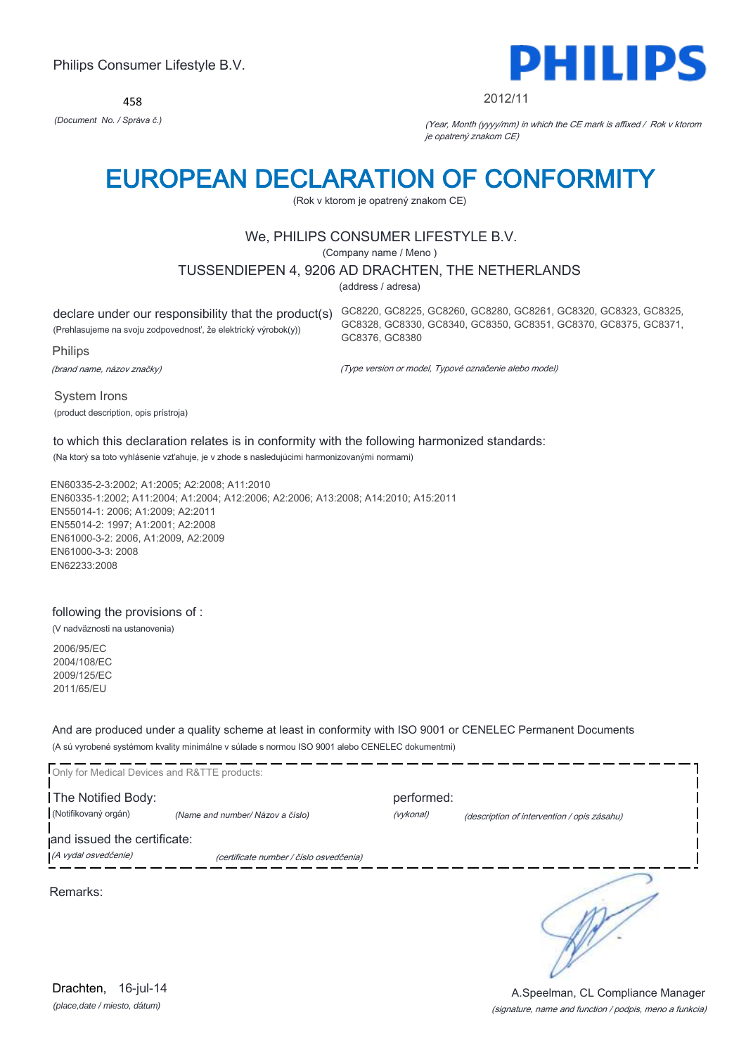Philips Consumer Lifestyle B.V.

**PHILIPS**

458

*(Document No. / Správa č.)*

2012/11

*(Year, Month (yyyy/mm) in which the CE mark is affixed / Rok v ktorom je opatrený znakom CE)*

# EUROPEAN DECLARATION OF CONFORMITY

(Rok v ktorom je opatrený znakom CE)

We, PHILIPS CONSUMER LIFESTYLE B.V.

(Company name / Meno )

TUSSENDIEPEN 4, 9206 AD DRACHTEN, THE NETHERLANDS

(address / adresa)

declare under our responsibility that the product(s)
(Prehlasujeme na svoju zodpovednosť, že elektrický výrobok(y))

GC8220, GC8225, GC8260, GC8280, GC8261, GC8320, GC8323, GC8325, GC8328, GC8330, GC8340, GC8350, GC8351, GC8370, GC8375, GC8371, GC8376, GC8380

*(Type version or model, Typové označenie alebo model)*

Philips

*(brand name, názov značky)*

System Irons

(product description, opis prístroja)

to which this declaration relates is in conformity with the following harmonized standards:

(Na ktorý sa toto vyhlásenie vzťahuje, je v zhode s nasledujúcimi harmonizovanými normami)

EN60335-2-3:2002; A1:2005; A2:2008; A11:2010
EN60335-1:2002; A11:2004; A1:2004; A12:2006; A2:2006; A13:2008; A14:2010; A15:2011
EN55014-1: 2006; A1:2009; A2:2011
EN55014-2: 1997; A1:2001; A2:2008
EN61000-3-2: 2006, A1:2009, A2:2009
EN61000-3-3: 2008
EN62233:2008

following the provisions of :

(V nadväznosti na ustanovenia)

2006/95/EC
2004/108/EC
2009/125/EC
2011/65/EU

And are produced under a quality scheme at least in conformity with ISO 9001 or CENELEC Permanent Documents

(A sú vyrobené systémom kvality minimálne v súlade s normou ISO 9001 alebo CENELEC dokumentmi)

Only for Medical Devices and R&TTE products:

The Notified Body: *(Name and number/ Názov a číslo)* performed: *(description of intervention / opis zásahu)*
(Notifikovaný orgán) *(vykonal)*

and issued the certificate: *(certificate number / číslo osvedčenia)*
*(A vydal osvedčenie)*

Remarks:

Drachten, 16-jul-14

*(place,date / miesto, dátum)*

A.Speelman, CL Compliance Manager

*(signature, name and function / podpis, meno a funkcia)*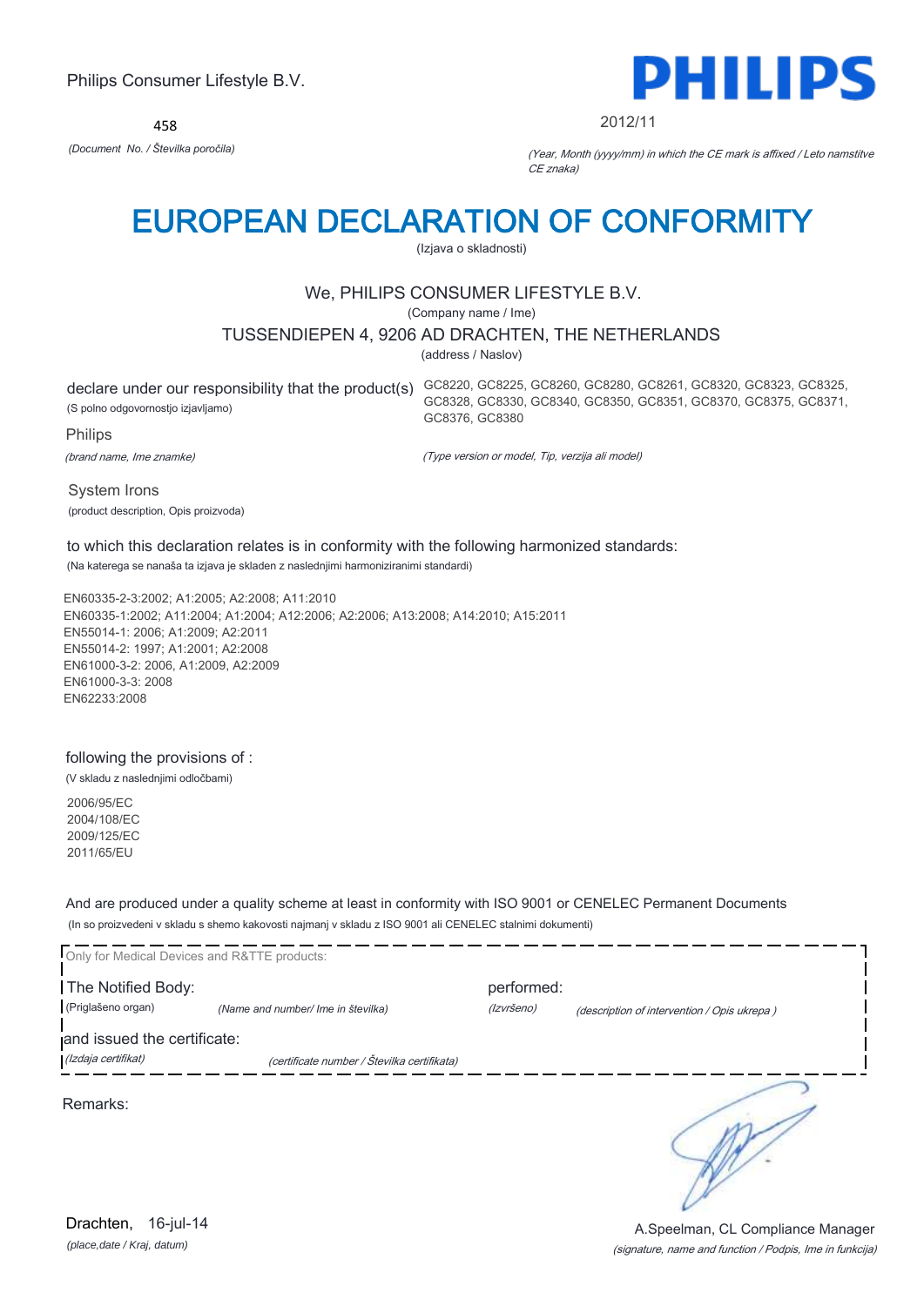Philips Consumer Lifestyle B.V.

PHILIPS

458

*(Document No. / Številka poročila)*

2012/11

*(Year, Month (yyyy/mm) in which the CE mark is affixed / Leto namstitve CE znaka)*

# EUROPEAN DECLARATION OF CONFORMITY

(Izjava o skladnosti)

We, PHILIPS CONSUMER LIFESTYLE B.V.

(Company name / Ime)

TUSSENDIEPEN 4, 9206 AD DRACHTEN, THE NETHERLANDS

(address / Naslov)

declare under our responsibility that the product(s)
(S polno odgovornostjo izjavljamo)

GC8220, GC8225, GC8260, GC8280, GC8261, GC8320, GC8323, GC8325, GC8328, GC8330, GC8340, GC8350, GC8351, GC8370, GC8375, GC8371, GC8376, GC8380

Philips

*(brand name, Ime znamke)*

*(Type version or model, Tip, verzija ali model)*

System Irons

(product description, Opis proizvoda)

to which this declaration relates is in conformity with the following harmonized standards:

(Na katerega se nanaša ta izjava je skladen z naslednjimi harmoniziranimi standardi)

EN60335-2-3:2002; A1:2005; A2:2008; A11:2010
EN60335-1:2002; A11:2004; A1:2004; A12:2006; A2:2006; A13:2008; A14:2010; A15:2011
EN55014-1: 2006; A1:2009; A2:2011
EN55014-2: 1997; A1:2001; A2:2008
EN61000-3-2: 2006, A1:2009, A2:2009
EN61000-3-3: 2008
EN62233:2008

following the provisions of :

(V skladu z naslednjimi odločbami)

2006/95/EC
2004/108/EC
2009/125/EC
2011/65/EU

And are produced under a quality scheme at least in conformity with ISO 9001 or CENELEC Permanent Documents

(In so proizvedeni v skladu s shemo kakovosti najmanj v skladu z ISO 9001 ali CENELEC stalnimi dokumenti)

Only for Medical Devices and R&TTE products:

The Notified Body: (Priglašeno organ) *(Name and number/ Ime in številka)*

performed: *(Izvršeno)* *(description of intervention / Opis ukrepa )*

and issued the certificate: *(Izdaja certifikat)* *(certificate number / Številka certifikata)*

Remarks:

Drachten, 16-jul-14

*(place,date / Kraj, datum)*

A.Speelman, CL Compliance Manager

*(signature, name and function / Podpis, Ime in funkcija)*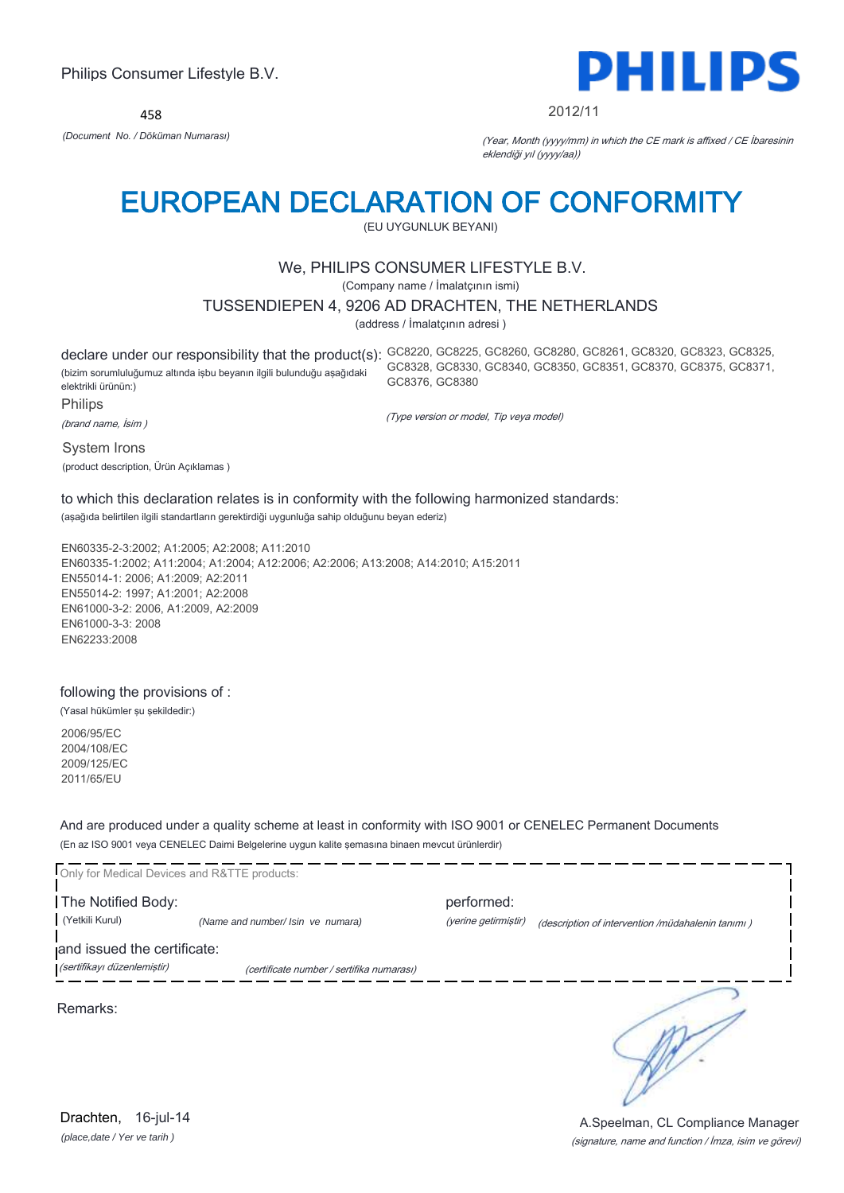Philips Consumer Lifestyle B.V.

458

*(Document No. / Döküman Numarası)*

PHILIPS

2012/11

*(Year, Month (yyyy/mm) in which the CE mark is affixed / CE İbaresinin eklendiği yıl (yyyy/aa))*

# EUROPEAN DECLARATION OF CONFORMITY

(EU UYGUNLUK BEYANI)

We, PHILIPS CONSUMER LIFESTYLE B.V.

(Company name / İmalatçının ismi)

TUSSENDIEPEN 4, 9206 AD DRACHTEN, THE NETHERLANDS

(address / İmalatçının adresi )

declare under our responsibility that the product(s): GC8220, GC8225, GC8260, GC8280, GC8261, GC8320, GC8323, GC8325, GC8328, GC8330, GC8340, GC8350, GC8351, GC8370, GC8375, GC8371, GC8376, GC8380

(bizim sorumluluğumuz altında işbu beyanın ilgili bulunduğu aşağıdaki elektrikli ürünün:)

Philips

*(brand name, İsim )*

*(Type version or model, Tip veya model)*

System Irons

(product description, Ürün Açıklamas )

to which this declaration relates is in conformity with the following harmonized standards:

(aşağıda belirtilen ilgili standartların gerektirdiği uygunluğa sahip olduğunu beyan ederiz)

EN60335-2-3:2002; A1:2005; A2:2008; A11:2010
EN60335-1:2002; A11:2004; A1:2004; A12:2006; A2:2006; A13:2008; A14:2010; A15:2011
EN55014-1: 2006; A1:2009; A2:2011
EN55014-2: 1997; A1:2001; A2:2008
EN61000-3-2: 2006, A1:2009, A2:2009
EN61000-3-3: 2008
EN62233:2008

following the provisions of :

(Yasal hükümler şu şekildedir:)

2006/95/EC
2004/108/EC
2009/125/EC
2011/65/EU

And are produced under a quality scheme at least in conformity with ISO 9001 or CENELEC Permanent Documents

(En az ISO 9001 veya CENELEC Daimi Belgelerine uygun kalite şemasına binaen mevcut ürünlerdir)

Only for Medical Devices and R&TTE products:

The Notified Body: (Yetkili Kurul) *(Name and number/ Isin ve numara)*

performed: *(yerine getirmiştir)* *(description of intervention /müdahalenin tanımı )*

and issued the certificate: *(sertifikayı düzenlemiştir)* *(certificate number / sertifika numarası)*

Remarks:

Drachten, 16-jul-14

*(place,date / Yer ve tarih )*

A.Speelman, CL Compliance Manager

*(signature, name and function / İmza, isim ve görevi)*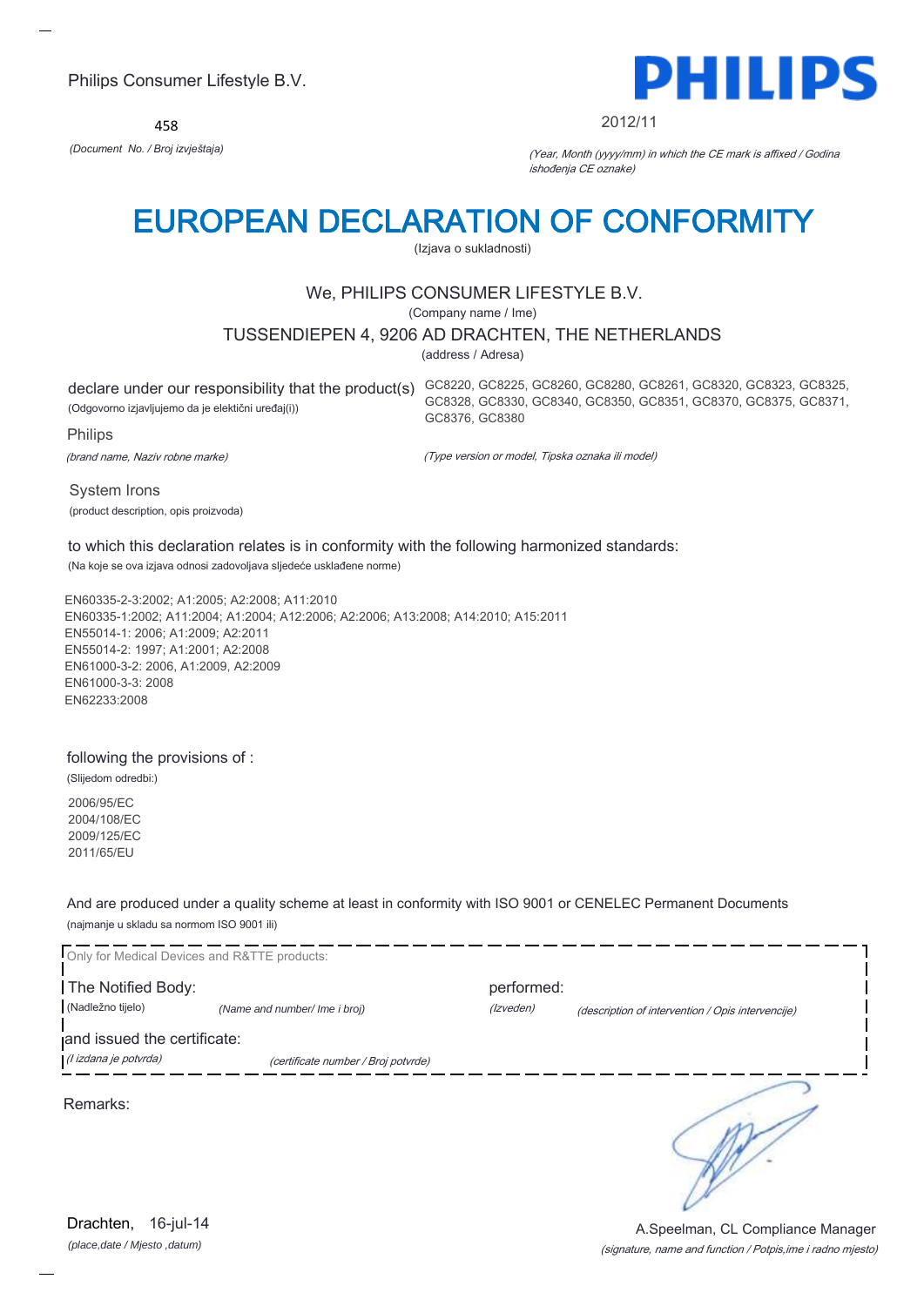Philips Consumer Lifestyle B.V.

458

*(Document No. / Broj izvještaja)*

PHILIPS

2012/11

*(Year, Month (yyyy/mm) in which the CE mark is affixed / Godina ishođenja CE oznake)*

# EUROPEAN DECLARATION OF CONFORMITY

(Izjava o sukladnosti)

We, PHILIPS CONSUMER LIFESTYLE B.V.

(Company name / Ime)

TUSSENDIEPEN 4, 9206 AD DRACHTEN, THE NETHERLANDS

(address / Adresa)

declare under our responsibility that the product(s)
(Odgovorno izjavljujemo da je električni uređaj(i))

GC8220, GC8225, GC8260, GC8280, GC8261, GC8320, GC8323, GC8325, GC8328, GC8330, GC8340, GC8350, GC8351, GC8370, GC8375, GC8371, GC8376, GC8380

Philips

*(brand name, Naziv robne marke)*

*(Type version or model, Tipska oznaka ili model)*

System Irons

(product description, opis proizvoda)

to which this declaration relates is in conformity with the following harmonized standards:
(Na koje se ova izjava odnosi zadovoljava sljedeće usklađene norme)

EN60335-2-3:2002; A1:2005; A2:2008; A11:2010
EN60335-1:2002; A11:2004; A1:2004; A12:2006; A2:2006; A13:2008; A14:2010; A15:2011
EN55014-1: 2006; A1:2009; A2:2011
EN55014-2: 1997; A1:2001; A2:2008
EN61000-3-2: 2006, A1:2009, A2:2009
EN61000-3-3: 2008
EN62233:2008

following the provisions of :
(Slijedom odredbi:)

2006/95/EC
2004/108/EC
2009/125/EC
2011/65/EU

And are produced under a quality scheme at least in conformity with ISO 9001 or CENELEC Permanent Documents
(najmanje u skladu sa normom ISO 9001 ili)

Only for Medical Devices and R&TTE products:

The Notified Body:
(Nadležno tijelo) *(Name and number/ Ime i broj)*

performed:
*(Izveden)* *(description of intervention / Opis intervencije)*

and issued the certificate:
*(I izdana je potvrda)* *(certificate number / Broj potvrde)*

Remarks:

Drachten, 16-jul-14
*(place,date / Mjesto ,datum)*

A.Speelman, CL Compliance Manager
*(signature, name and function / Potpis,ime i radno mjesto)*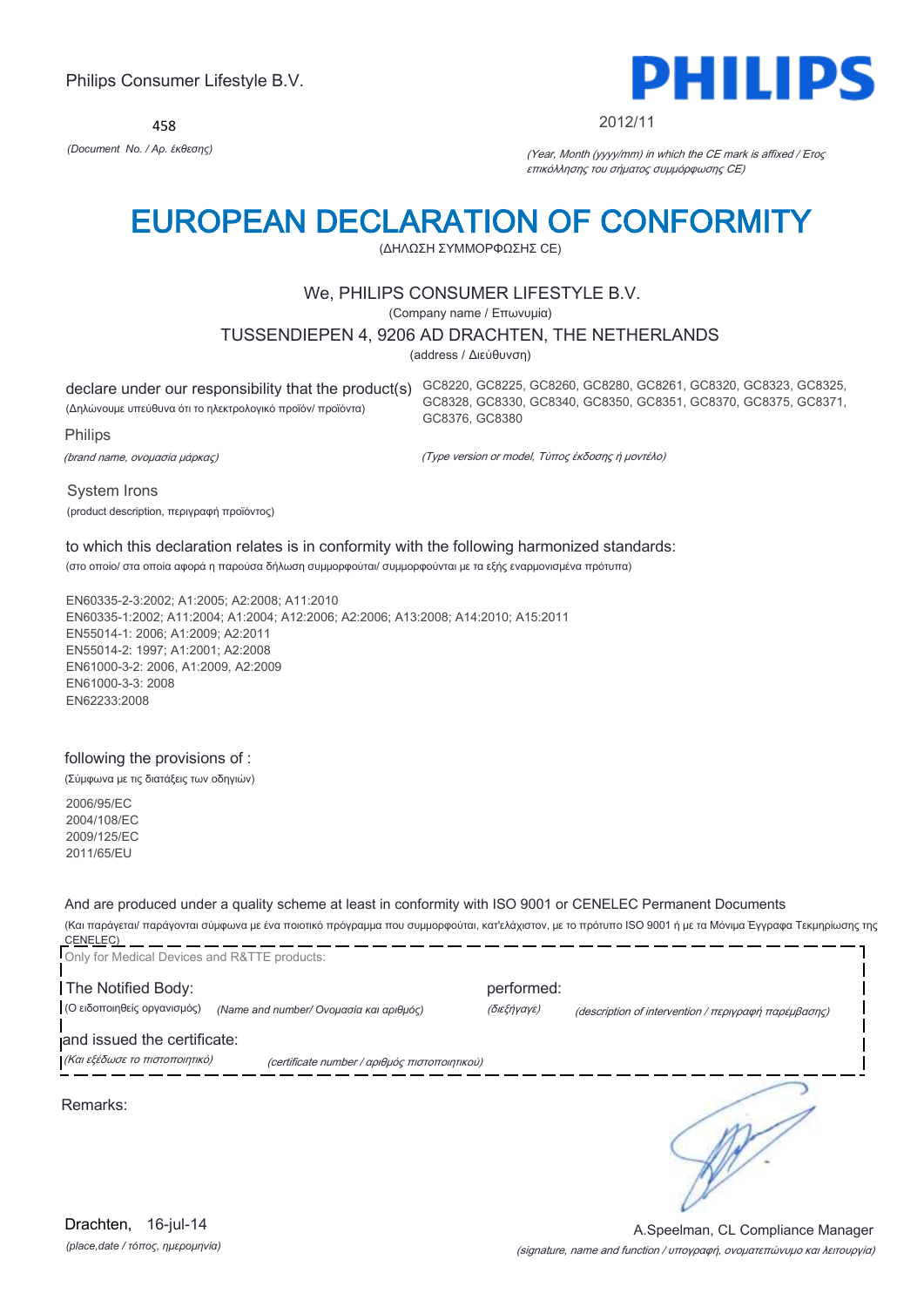Philips Consumer Lifestyle B.V.

458

*(Document No. / Αρ. έκθεσης)*

PHILIPS

2012/11

*(Year, Month (yyyy/mm) in which the CE mark is affixed / Έτος επικόλλησης του σήματος συμμόρφωσης CE)*

# EUROPEAN DECLARATION OF CONFORMITY

(ΔΗΛΩΣΗ ΣΥΜΜΟΡΦΩΣΗΣ CE)

We, PHILIPS CONSUMER LIFESTYLE B.V.

(Company name / Επωνυμία)

TUSSENDIEPEN 4, 9206 AD DRACHTEN, THE NETHERLANDS

(address / Διεύθυνση)

declare under our responsibility that the product(s) GC8220, GC8225, GC8260, GC8280, GC8261, GC8320, GC8323, GC8325, GC8328, GC8330, GC8340, GC8350, GC8351, GC8370, GC8375, GC8371, GC8376, GC8380

(Δηλώνουμε υπεύθυνα ότι το ηλεκτρολογικό προϊόν/ προϊόντα)

Philips

*(brand name, ονομασία μάρκας)*

*(Type version or model, Τύπος έκδοσης ή μοντέλο)*

System Irons

(product description, περιγραφή προϊόντος)

to which this declaration relates is in conformity with the following harmonized standards:

(στο οποίο/ στα οποία αφορά η παρούσα δήλωση συμμορφούται/ συμμορφούνται με τα εξής εναρμονισμένα πρότυπα)

EN60335-2-3:2002; A1:2005; A2:2008; A11:2010
EN60335-1:2002; A11:2004; A1:2004; A12:2006; A2:2006; A13:2008; A14:2010; A15:2011
EN55014-1: 2006; A1:2009; A2:2011
EN55014-2: 1997; A1:2001; A2:2008
EN61000-3-2: 2006, A1:2009, A2:2009
EN61000-3-3: 2008
EN62233:2008

following the provisions of :

(Σύμφωνα με τις διατάξεις των οδηγιών)

2006/95/EC
2004/108/EC
2009/125/EC
2011/65/EU

And are produced under a quality scheme at least in conformity with ISO 9001 or CENELEC Permanent Documents

(Και παράγεται/ παράγονται σύμφωνα με ένα ποιοτικό πρόγραμμα που συμμορφούται, κατ'ελάχιστον, με το πρότυπο ISO 9001 ή με τα Μόνιμα Έγγραφα Τεκμηρίωσης της CENELEC)

Only for Medical Devices and R&TTE products:

The Notified Body: (Ο ειδοποιηθείς οργανισμός) *(Name and number/ Ονομασία και αριθμός)*

performed: *(διεξήγαγε)* *(description of intervention / περιγραφή παρέμβασης)*

and issued the certificate: *(Και εξέδωσε το πιστοποιητικό)* *(certificate number / αριθμός πιστοποιητικού)*

Remarks:

Drachten, 16-jul-14

*(place,date / τόπος, ημερομηνία)*

A.Speelman, CL Compliance Manager

*(signature, name and function / υπογραφή, ονοματεπώνυμο και λειτουργία)*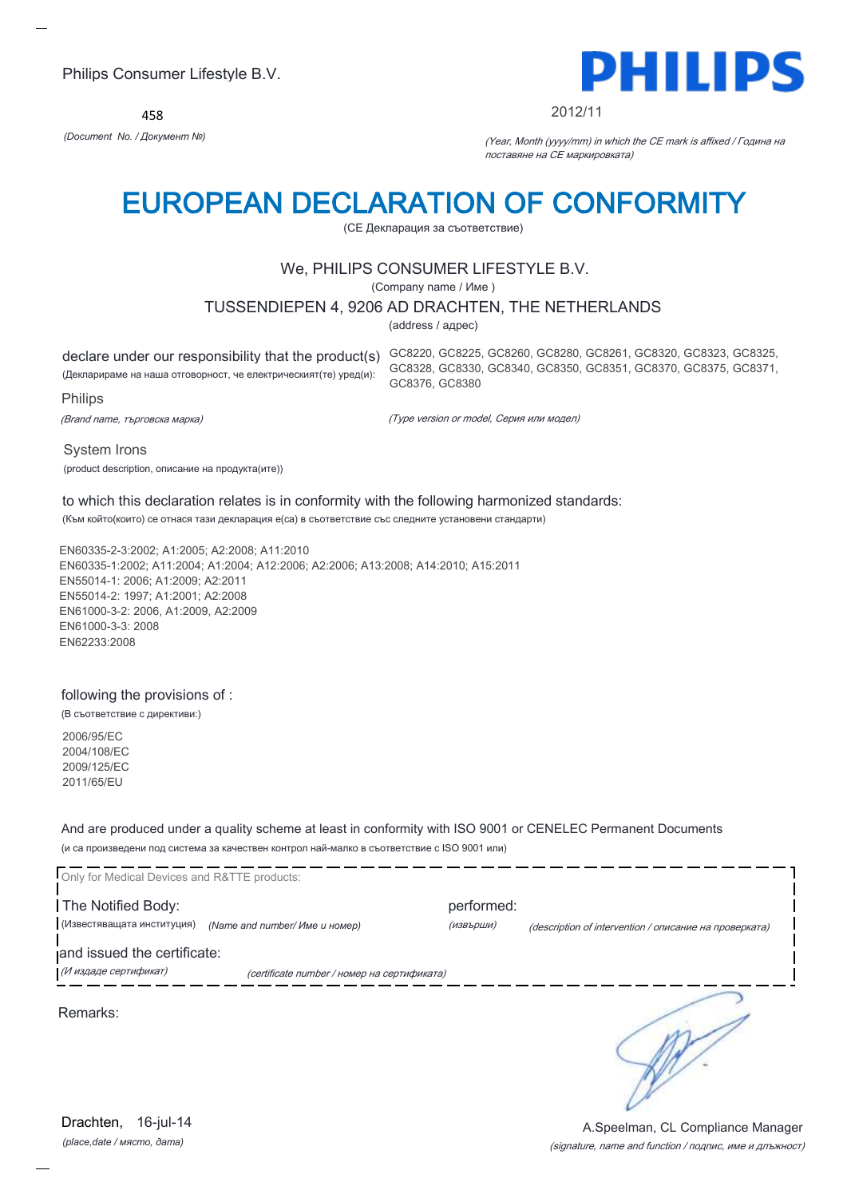Philips Consumer Lifestyle B.V.

458

*(Document No. / Документ №)*

PHILIPS

2012/11

*(Year, Month (yyyy/mm) in which the CE mark is affixed / Година на поставяне на CE маркировката)*

# EUROPEAN DECLARATION OF CONFORMITY

(CE Декларация за съответствие)

We, PHILIPS CONSUMER LIFESTYLE B.V.

(Company name / Име )

TUSSENDIEPEN 4, 9206 AD DRACHTEN, THE NETHERLANDS

(address / адрес)

declare under our responsibility that the product(s)
(Декларираме на наша отговорност, че електрическият(те) уред(и):

GC8220, GC8225, GC8260, GC8280, GC8261, GC8320, GC8323, GC8325, GC8328, GC8330, GC8340, GC8350, GC8351, GC8370, GC8375, GC8371, GC8376, GC8380

Philips

*(Brand name, търговска марка)*

*(Type version or model, Серия или модел)*

System Irons

(product description, описание на продукта(ите))

to which this declaration relates is in conformity with the following harmonized standards:

(Към който(които) се отнася тази декларация е(са) в съответствие със следните установени стандарти)

EN60335-2-3:2002; A1:2005; A2:2008; A11:2010
EN60335-1:2002; A11:2004; A1:2004; A12:2006; A2:2006; A13:2008; A14:2010; A15:2011
EN55014-1: 2006; A1:2009; A2:2011
EN55014-2: 1997; A1:2001; A2:2008
EN61000-3-2: 2006, A1:2009, A2:2009
EN61000-3-3: 2008
EN62233:2008

following the provisions of :

(В съответствие с директиви:)

2006/95/EC
2004/108/EC
2009/125/EC
2011/65/EU

And are produced under a quality scheme at least in conformity with ISO 9001 or CENELEC Permanent Documents

(и са произведени под система за качествен контрол най-малко в съответствие с ISO 9001 или)

Only for Medical Devices and R&TTE products:

The Notified Body: (Известяващата институция) *(Name and number/ Име и номер)*

performed: *(извърши)* *(description of intervention / описание на проверката)*

and issued the certificate:

*(И издаде сертификат)* *(certificate number / номер на сертификата)*

Remarks:

Drachten, 16-jul-14

*(place,date / място, дата)*

A.Speelman, CL Compliance Manager

*(signature, name and function / подпис, име и длъжност)*